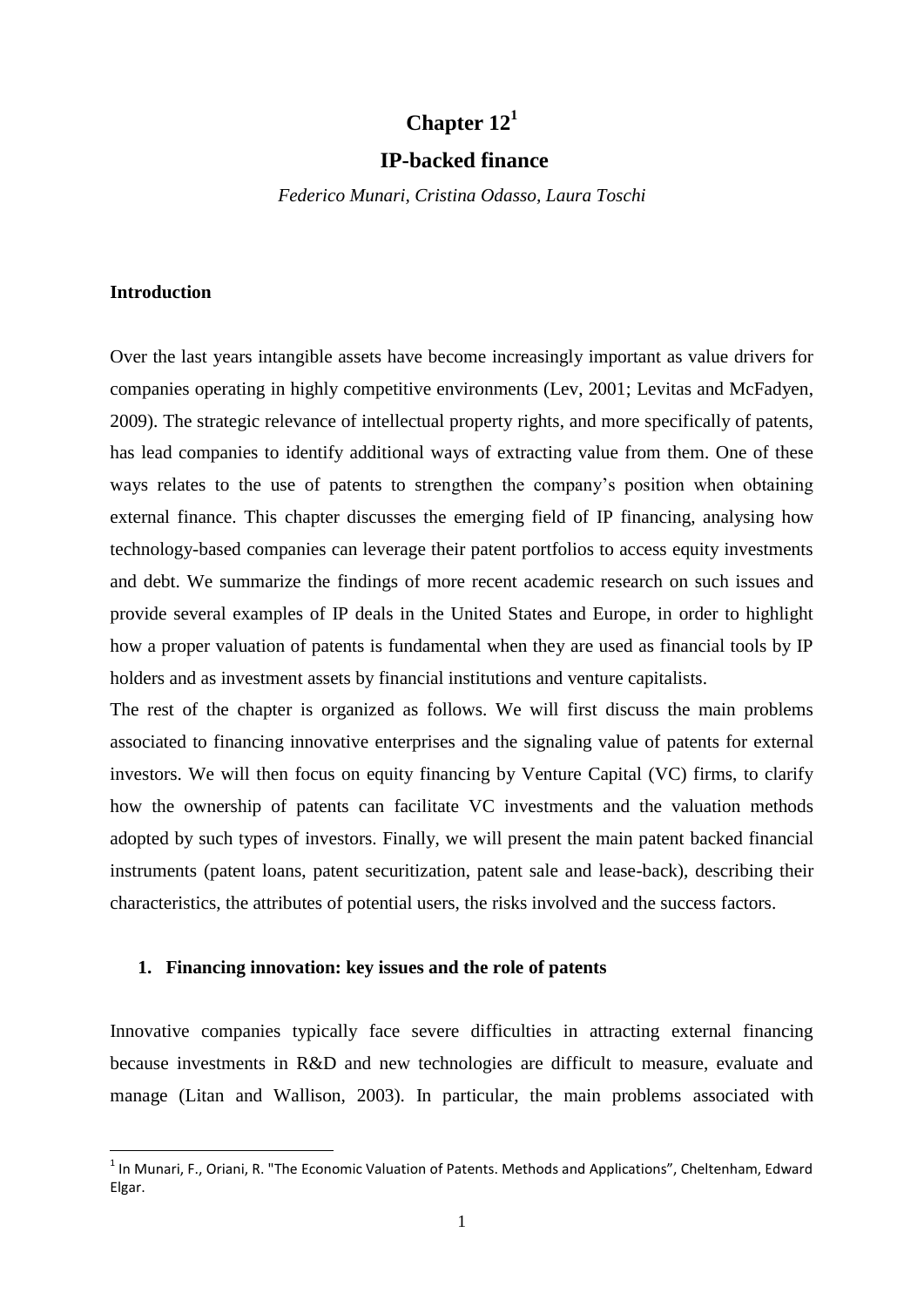# Chapter 12[1]

## IP-backed finance

*Federico Munari, Cristina Odasso, Laura Toschi*

### Introduction

Over the last years intangible assets have become increasingly important as value drivers for companies operating in highly competitive environments (Lev, 2001; Levitas and McFadyen, 2009). The strategic relevance of intellectual property rights, and more specifically of patents, has lead companies to identify additional ways of extracting value from them. One of these ways relates to the use of patents to strengthen the company's position when obtaining external finance. This chapter discusses the emerging field of IP financing, analysing how technology-based companies can leverage their patent portfolios to access equity investments and debt. We summarize the findings of more recent academic research on such issues and provide several examples of IP deals in the United States and Europe, in order to highlight how a proper valuation of patents is fundamental when they are used as financial tools by IP holders and as investment assets by financial institutions and venture capitalists.

The rest of the chapter is organized as follows. We will first discuss the main problems associated to financing innovative enterprises and the signaling value of patents for external investors. We will then focus on equity financing by Venture Capital (VC) firms, to clarify how the ownership of patents can facilitate VC investments and the valuation methods adopted by such types of investors. Finally, we will present the main patent backed financial instruments (patent loans, patent securitization, patent sale and lease-back), describing their characteristics, the attributes of potential users, the risks involved and the success factors.

### 1. Financing innovation: key issues and the role of patents

Innovative companies typically face severe difficulties in attracting external financing because investments in R&D and new technologies are difficult to measure, evaluate and manage (Litan and Wallison, 2003). In particular, the main problems associated with

---

[1] In Munari, F., Oriani, R. "The Economic Valuation of Patents. Methods and Applications", Cheltenham, Edward Elgar.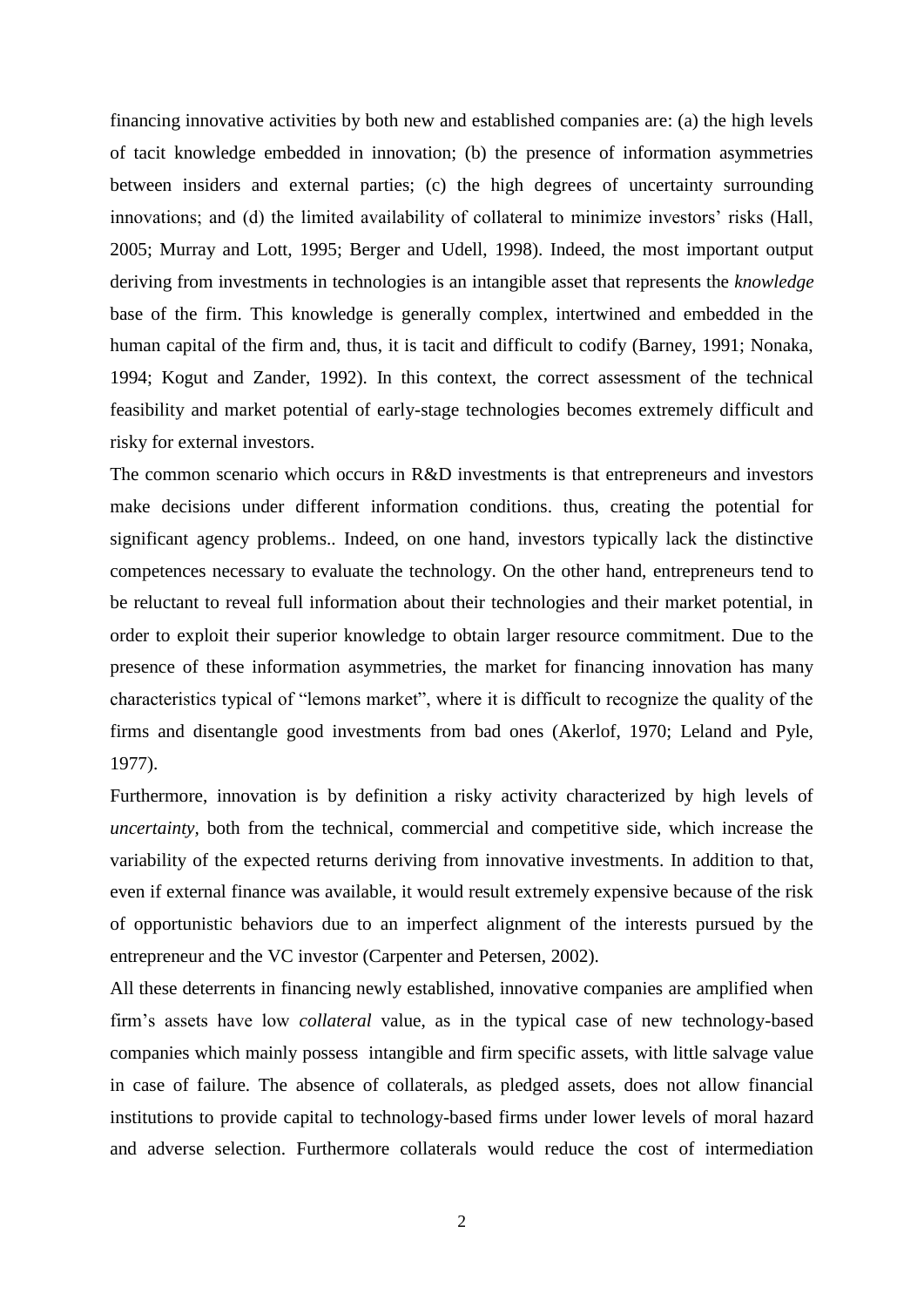financing innovative activities by both new and established companies are: (a) the high levels of tacit knowledge embedded in innovation; (b) the presence of information asymmetries between insiders and external parties; (c) the high degrees of uncertainty surrounding innovations; and (d) the limited availability of collateral to minimize investors' risks (Hall, 2005; Murray and Lott, 1995; Berger and Udell, 1998). Indeed, the most important output deriving from investments in technologies is an intangible asset that represents the *knowledge* base of the firm. This knowledge is generally complex, intertwined and embedded in the human capital of the firm and, thus, it is tacit and difficult to codify (Barney, 1991; Nonaka, 1994; Kogut and Zander, 1992). In this context, the correct assessment of the technical feasibility and market potential of early-stage technologies becomes extremely difficult and risky for external investors.

The common scenario which occurs in R&D investments is that entrepreneurs and investors make decisions under different information conditions. thus, creating the potential for significant agency problems.. Indeed, on one hand, investors typically lack the distinctive competences necessary to evaluate the technology. On the other hand, entrepreneurs tend to be reluctant to reveal full information about their technologies and their market potential, in order to exploit their superior knowledge to obtain larger resource commitment. Due to the presence of these information asymmetries, the market for financing innovation has many characteristics typical of "lemons market", where it is difficult to recognize the quality of the firms and disentangle good investments from bad ones (Akerlof, 1970; Leland and Pyle, 1977).

Furthermore, innovation is by definition a risky activity characterized by high levels of *uncertainty*, both from the technical, commercial and competitive side, which increase the variability of the expected returns deriving from innovative investments. In addition to that, even if external finance was available, it would result extremely expensive because of the risk of opportunistic behaviors due to an imperfect alignment of the interests pursued by the entrepreneur and the VC investor (Carpenter and Petersen, 2002).

All these deterrents in financing newly established, innovative companies are amplified when firm's assets have low *collateral* value, as in the typical case of new technology-based companies which mainly possess intangible and firm specific assets, with little salvage value in case of failure. The absence of collaterals, as pledged assets, does not allow financial institutions to provide capital to technology-based firms under lower levels of moral hazard and adverse selection. Furthermore collaterals would reduce the cost of intermediation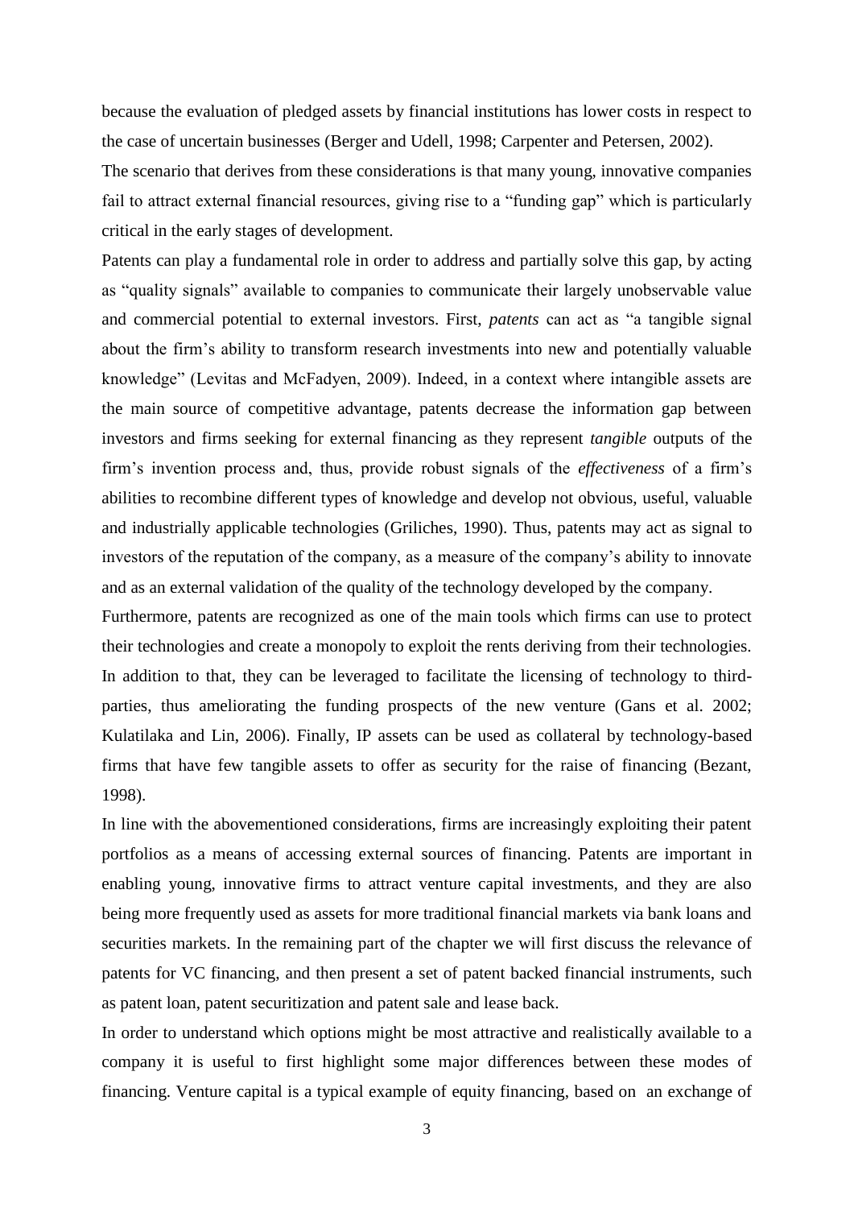because the evaluation of pledged assets by financial institutions has lower costs in respect to the case of uncertain businesses (Berger and Udell, 1998; Carpenter and Petersen, 2002).

The scenario that derives from these considerations is that many young, innovative companies fail to attract external financial resources, giving rise to a "funding gap" which is particularly critical in the early stages of development.

Patents can play a fundamental role in order to address and partially solve this gap, by acting as "quality signals" available to companies to communicate their largely unobservable value and commercial potential to external investors. First, *patents* can act as "a tangible signal about the firm's ability to transform research investments into new and potentially valuable knowledge" (Levitas and McFadyen, 2009). Indeed, in a context where intangible assets are the main source of competitive advantage, patents decrease the information gap between investors and firms seeking for external financing as they represent *tangible* outputs of the firm's invention process and, thus, provide robust signals of the *effectiveness* of a firm's abilities to recombine different types of knowledge and develop not obvious, useful, valuable and industrially applicable technologies (Griliches, 1990). Thus, patents may act as signal to investors of the reputation of the company, as a measure of the company's ability to innovate and as an external validation of the quality of the technology developed by the company.

Furthermore, patents are recognized as one of the main tools which firms can use to protect their technologies and create a monopoly to exploit the rents deriving from their technologies. In addition to that, they can be leveraged to facilitate the licensing of technology to third-parties, thus ameliorating the funding prospects of the new venture (Gans et al. 2002; Kulatilaka and Lin, 2006). Finally, IP assets can be used as collateral by technology-based firms that have few tangible assets to offer as security for the raise of financing (Bezant, 1998).

In line with the abovementioned considerations, firms are increasingly exploiting their patent portfolios as a means of accessing external sources of financing. Patents are important in enabling young, innovative firms to attract venture capital investments, and they are also being more frequently used as assets for more traditional financial markets via bank loans and securities markets. In the remaining part of the chapter we will first discuss the relevance of patents for VC financing, and then present a set of patent backed financial instruments, such as patent loan, patent securitization and patent sale and lease back.

In order to understand which options might be most attractive and realistically available to a company it is useful to first highlight some major differences between these modes of financing. Venture capital is a typical example of equity financing, based on an exchange of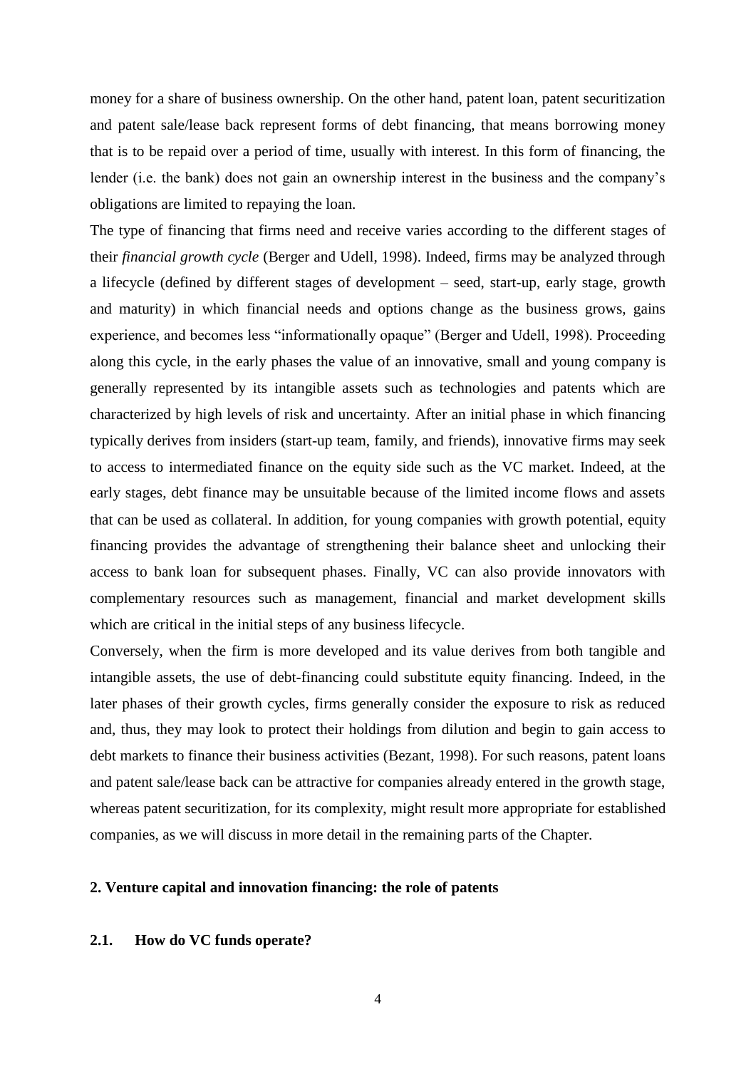money for a share of business ownership. On the other hand, patent loan, patent securitization and patent sale/lease back represent forms of debt financing, that means borrowing money that is to be repaid over a period of time, usually with interest. In this form of financing, the lender (i.e. the bank) does not gain an ownership interest in the business and the company's obligations are limited to repaying the loan.

The type of financing that firms need and receive varies according to the different stages of their *financial growth cycle* (Berger and Udell, 1998). Indeed, firms may be analyzed through a lifecycle (defined by different stages of development – seed, start-up, early stage, growth and maturity) in which financial needs and options change as the business grows, gains experience, and becomes less "informationally opaque" (Berger and Udell, 1998). Proceeding along this cycle, in the early phases the value of an innovative, small and young company is generally represented by its intangible assets such as technologies and patents which are characterized by high levels of risk and uncertainty. After an initial phase in which financing typically derives from insiders (start-up team, family, and friends), innovative firms may seek to access to intermediated finance on the equity side such as the VC market. Indeed, at the early stages, debt finance may be unsuitable because of the limited income flows and assets that can be used as collateral. In addition, for young companies with growth potential, equity financing provides the advantage of strengthening their balance sheet and unlocking their access to bank loan for subsequent phases. Finally, VC can also provide innovators with complementary resources such as management, financial and market development skills which are critical in the initial steps of any business lifecycle.

Conversely, when the firm is more developed and its value derives from both tangible and intangible assets, the use of debt-financing could substitute equity financing. Indeed, in the later phases of their growth cycles, firms generally consider the exposure to risk as reduced and, thus, they may look to protect their holdings from dilution and begin to gain access to debt markets to finance their business activities (Bezant, 1998). For such reasons, patent loans and patent sale/lease back can be attractive for companies already entered in the growth stage, whereas patent securitization, for its complexity, might result more appropriate for established companies, as we will discuss in more detail in the remaining parts of the Chapter.

## 2. Venture capital and innovation financing: the role of patents

### 2.1. How do VC funds operate?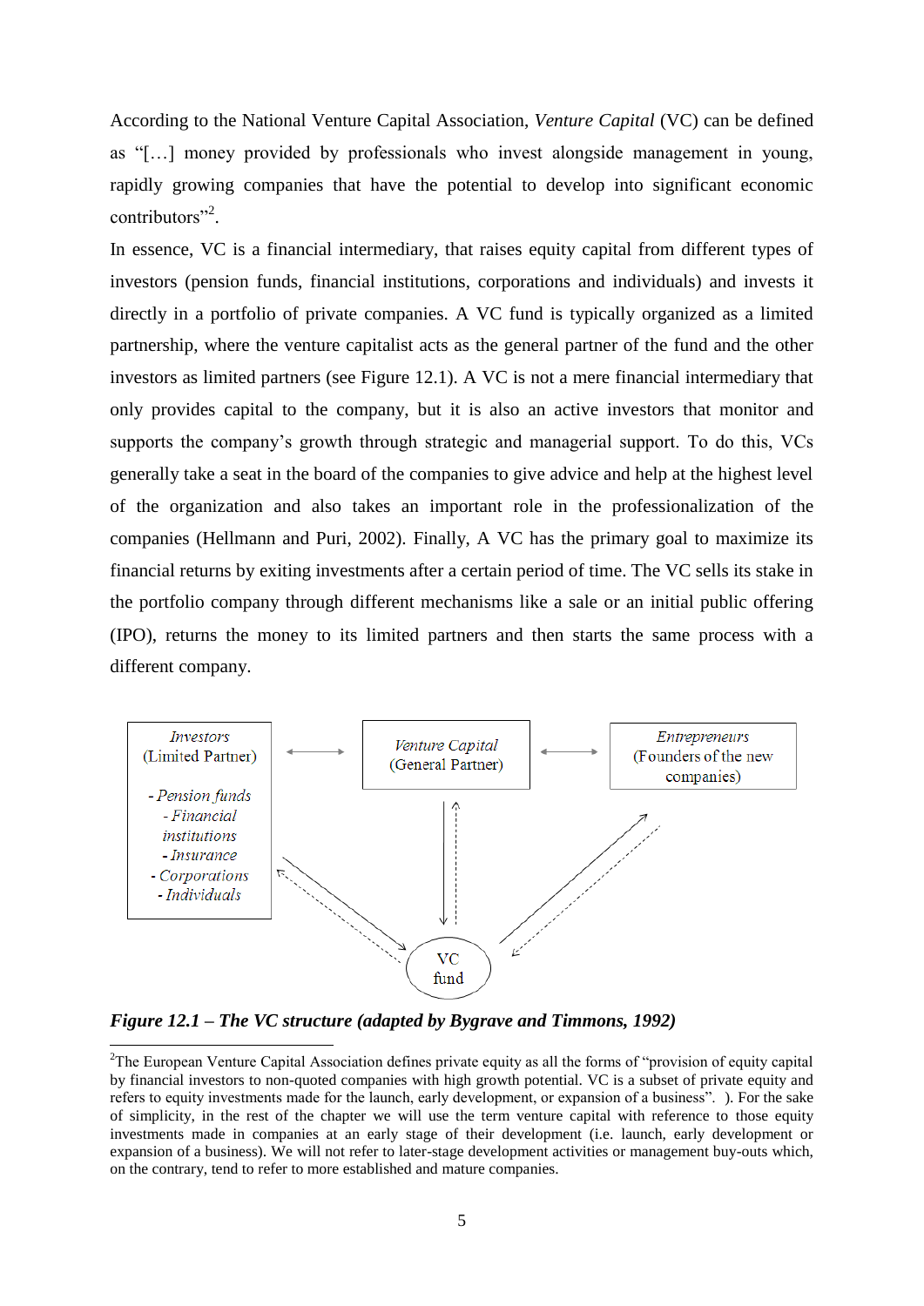According to the National Venture Capital Association, *Venture Capital* (VC) can be defined as "[…] money provided by professionals who invest alongside management in young, rapidly growing companies that have the potential to develop into significant economic contributors"[2].

In essence, VC is a financial intermediary, that raises equity capital from different types of investors (pension funds, financial institutions, corporations and individuals) and invests it directly in a portfolio of private companies. A VC fund is typically organized as a limited partnership, where the venture capitalist acts as the general partner of the fund and the other investors as limited partners (see Figure 12.1). A VC is not a mere financial intermediary that only provides capital to the company, but it is also an active investors that monitor and supports the company's growth through strategic and managerial support. To do this, VCs generally take a seat in the board of the companies to give advice and help at the highest level of the organization and also takes an important role in the professionalization of the companies (Hellmann and Puri, 2002). Finally, A VC has the primary goal to maximize its financial returns by exiting investments after a certain period of time. The VC sells its stake in the portfolio company through different mechanisms like a sale or an initial public offering (IPO), returns the money to its limited partners and then starts the same process with a different company.

*Investors* (Limited Partner)
- *Pension funds*
- *Financial institutions*
- *Insurance*
- *Corporations*
- *Individuals*

*Venture Capital* (General Partner)

*Entrepreneurs* (Founders of the new companies)

VC fund

***Figure 12.1 – The VC structure (adapted by Bygrave and Timmons, 1992)***

[2]The European Venture Capital Association defines private equity as all the forms of "provision of equity capital by financial investors to non-quoted companies with high growth potential. VC is a subset of private equity and refers to equity investments made for the launch, early development, or expansion of a business". ). For the sake of simplicity, in the rest of the chapter we will use the term venture capital with reference to those equity investments made in companies at an early stage of their development (i.e. launch, early development or expansion of a business). We will not refer to later-stage development activities or management buy-outs which, on the contrary, tend to refer to more established and mature companies.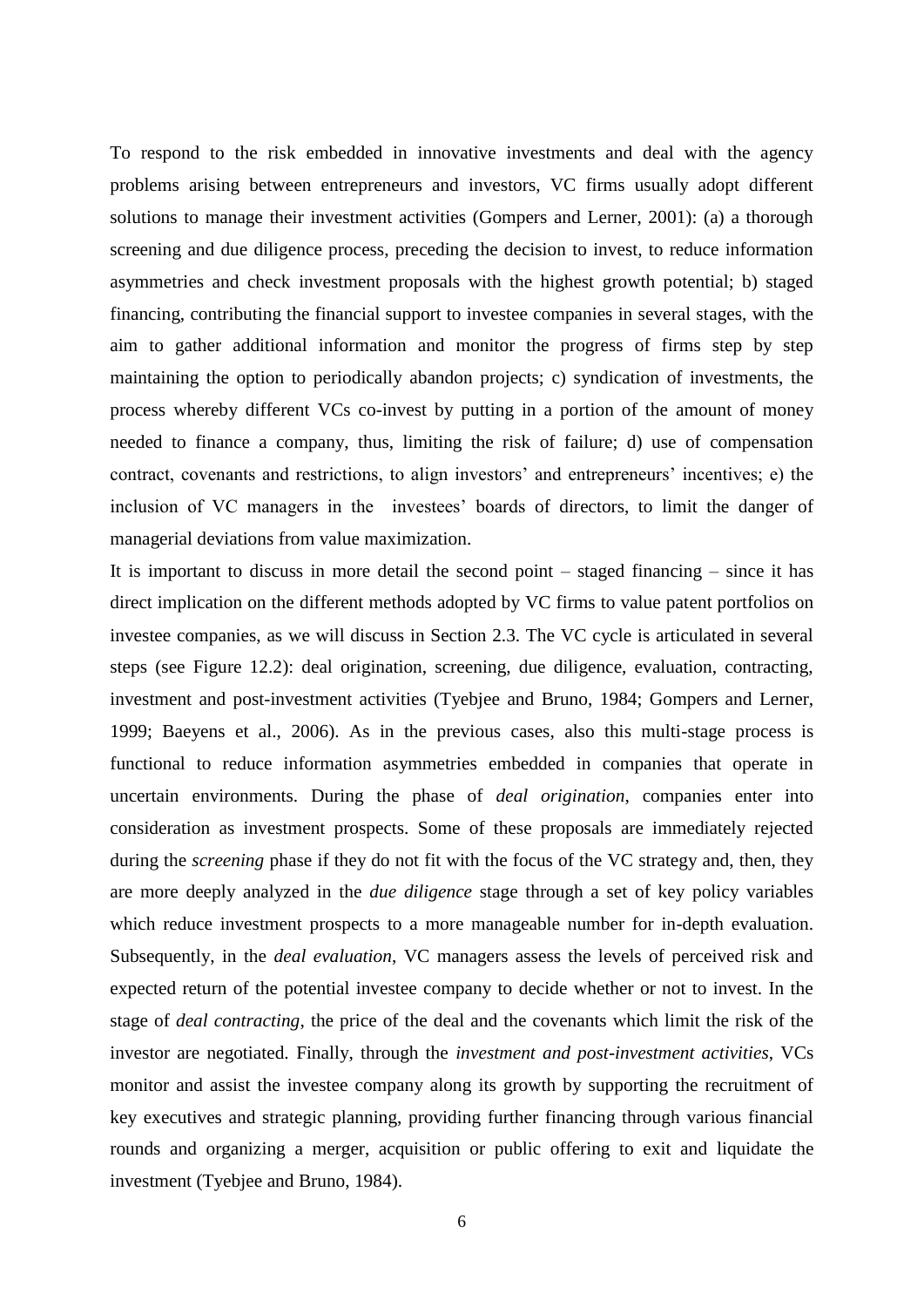To respond to the risk embedded in innovative investments and deal with the agency problems arising between entrepreneurs and investors, VC firms usually adopt different solutions to manage their investment activities (Gompers and Lerner, 2001): (a) a thorough screening and due diligence process, preceding the decision to invest, to reduce information asymmetries and check investment proposals with the highest growth potential; b) staged financing, contributing the financial support to investee companies in several stages, with the aim to gather additional information and monitor the progress of firms step by step maintaining the option to periodically abandon projects; c) syndication of investments, the process whereby different VCs co-invest by putting in a portion of the amount of money needed to finance a company, thus, limiting the risk of failure; d) use of compensation contract, covenants and restrictions, to align investors' and entrepreneurs' incentives; e) the inclusion of VC managers in the investees' boards of directors, to limit the danger of managerial deviations from value maximization.

It is important to discuss in more detail the second point – staged financing – since it has direct implication on the different methods adopted by VC firms to value patent portfolios on investee companies, as we will discuss in Section 2.3. The VC cycle is articulated in several steps (see Figure 12.2): deal origination, screening, due diligence, evaluation, contracting, investment and post-investment activities (Tyebjee and Bruno, 1984; Gompers and Lerner, 1999; Baeyens et al., 2006). As in the previous cases, also this multi-stage process is functional to reduce information asymmetries embedded in companies that operate in uncertain environments. During the phase of *deal origination*, companies enter into consideration as investment prospects. Some of these proposals are immediately rejected during the *screening* phase if they do not fit with the focus of the VC strategy and, then, they are more deeply analyzed in the *due diligence* stage through a set of key policy variables which reduce investment prospects to a more manageable number for in-depth evaluation. Subsequently, in the *deal evaluation*, VC managers assess the levels of perceived risk and expected return of the potential investee company to decide whether or not to invest. In the stage of *deal contracting*, the price of the deal and the covenants which limit the risk of the investor are negotiated. Finally, through the *investment and post-investment activities*, VCs monitor and assist the investee company along its growth by supporting the recruitment of key executives and strategic planning, providing further financing through various financial rounds and organizing a merger, acquisition or public offering to exit and liquidate the investment (Tyebjee and Bruno, 1984).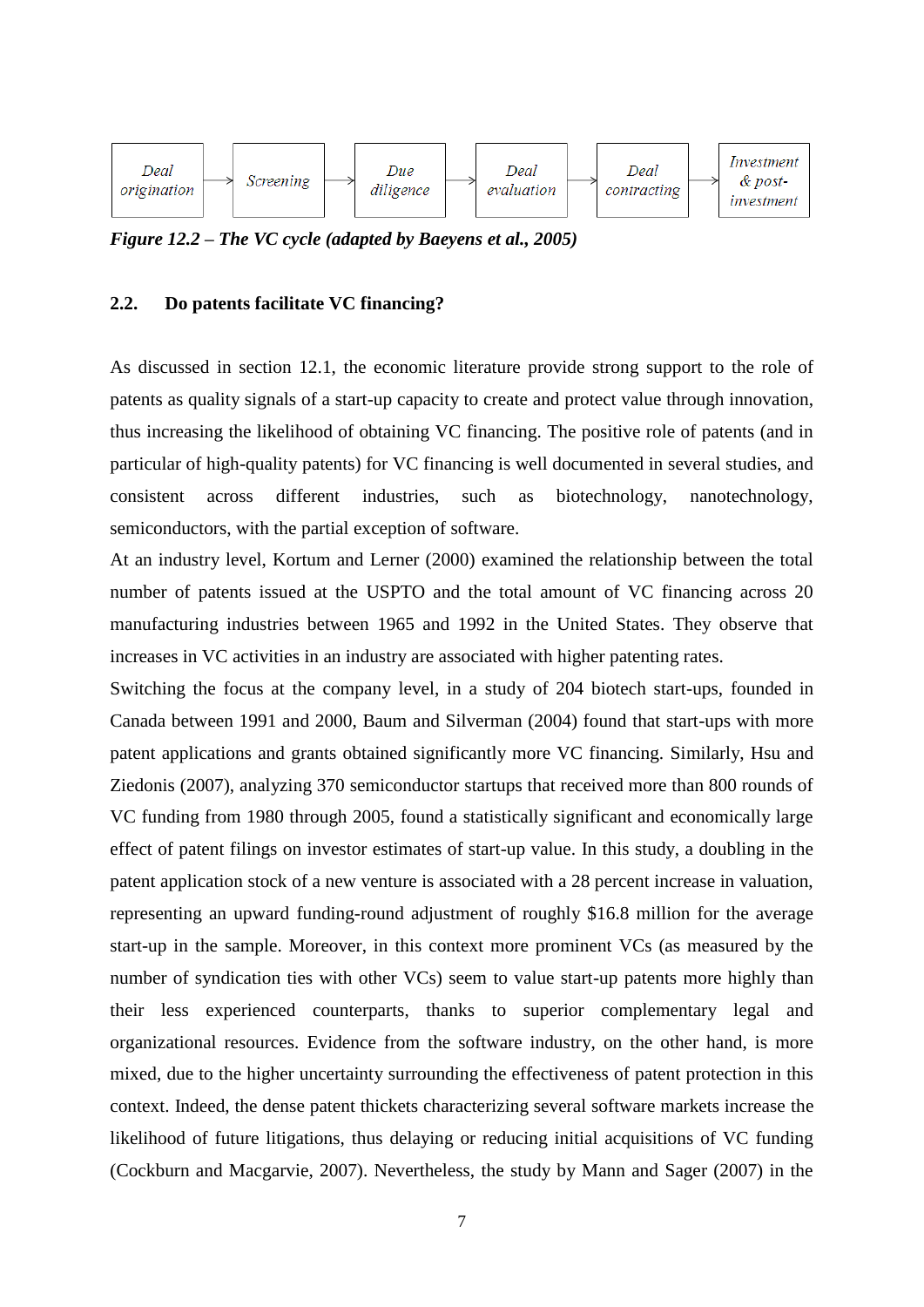Deal origination → Screening → Due diligence → Deal evaluation → Deal contracting → Investment & post-investment

***Figure 12.2 – The VC cycle (adapted by Baeyens et al., 2005)***

## 2.2. Do patents facilitate VC financing?

As discussed in section 12.1, the economic literature provide strong support to the role of patents as quality signals of a start-up capacity to create and protect value through innovation, thus increasing the likelihood of obtaining VC financing. The positive role of patents (and in particular of high-quality patents) for VC financing is well documented in several studies, and consistent across different industries, such as biotechnology, nanotechnology, semiconductors, with the partial exception of software.

At an industry level, Kortum and Lerner (2000) examined the relationship between the total number of patents issued at the USPTO and the total amount of VC financing across 20 manufacturing industries between 1965 and 1992 in the United States. They observe that increases in VC activities in an industry are associated with higher patenting rates.

Switching the focus at the company level, in a study of 204 biotech start-ups, founded in Canada between 1991 and 2000, Baum and Silverman (2004) found that start-ups with more patent applications and grants obtained significantly more VC financing. Similarly, Hsu and Ziedonis (2007), analyzing 370 semiconductor startups that received more than 800 rounds of VC funding from 1980 through 2005, found a statistically significant and economically large effect of patent filings on investor estimates of start-up value. In this study, a doubling in the patent application stock of a new venture is associated with a 28 percent increase in valuation, representing an upward funding-round adjustment of roughly $16.8 million for the average start-up in the sample. Moreover, in this context more prominent VCs (as measured by the number of syndication ties with other VCs) seem to value start-up patents more highly than their less experienced counterparts, thanks to superior complementary legal and organizational resources. Evidence from the software industry, on the other hand, is more mixed, due to the higher uncertainty surrounding the effectiveness of patent protection in this context. Indeed, the dense patent thickets characterizing several software markets increase the likelihood of future litigations, thus delaying or reducing initial acquisitions of VC funding (Cockburn and Macgarvie, 2007). Nevertheless, the study by Mann and Sager (2007) in the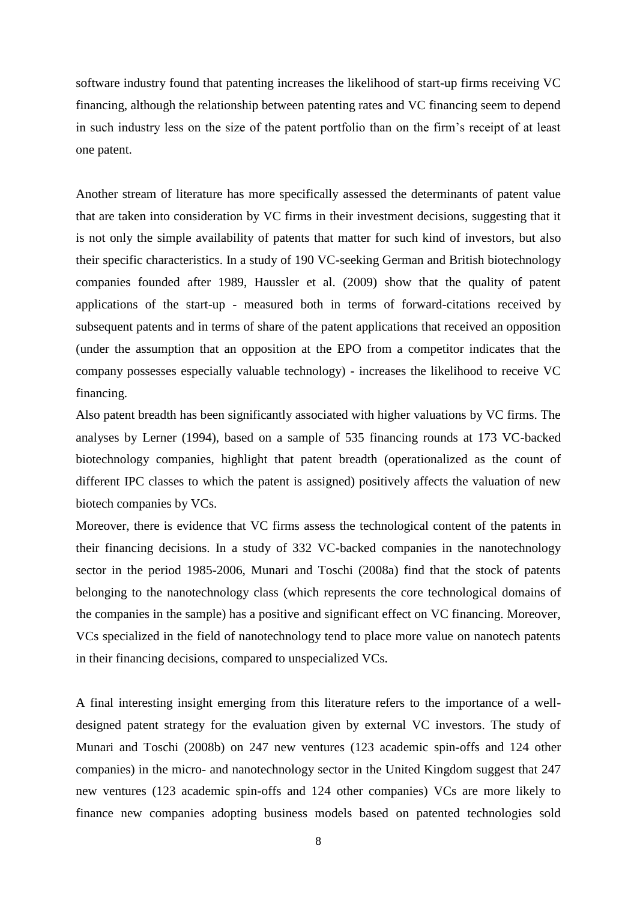software industry found that patenting increases the likelihood of start-up firms receiving VC financing, although the relationship between patenting rates and VC financing seem to depend in such industry less on the size of the patent portfolio than on the firm's receipt of at least one patent.

Another stream of literature has more specifically assessed the determinants of patent value that are taken into consideration by VC firms in their investment decisions, suggesting that it is not only the simple availability of patents that matter for such kind of investors, but also their specific characteristics. In a study of 190 VC-seeking German and British biotechnology companies founded after 1989, Haussler et al. (2009) show that the quality of patent applications of the start-up - measured both in terms of forward-citations received by subsequent patents and in terms of share of the patent applications that received an opposition (under the assumption that an opposition at the EPO from a competitor indicates that the company possesses especially valuable technology) - increases the likelihood to receive VC financing.

Also patent breadth has been significantly associated with higher valuations by VC firms. The analyses by Lerner (1994), based on a sample of 535 financing rounds at 173 VC-backed biotechnology companies, highlight that patent breadth (operationalized as the count of different IPC classes to which the patent is assigned) positively affects the valuation of new biotech companies by VCs.

Moreover, there is evidence that VC firms assess the technological content of the patents in their financing decisions. In a study of 332 VC-backed companies in the nanotechnology sector in the period 1985-2006, Munari and Toschi (2008a) find that the stock of patents belonging to the nanotechnology class (which represents the core technological domains of the companies in the sample) has a positive and significant effect on VC financing. Moreover, VCs specialized in the field of nanotechnology tend to place more value on nanotech patents in their financing decisions, compared to unspecialized VCs.

A final interesting insight emerging from this literature refers to the importance of a well-designed patent strategy for the evaluation given by external VC investors. The study of Munari and Toschi (2008b) on 247 new ventures (123 academic spin-offs and 124 other companies) in the micro- and nanotechnology sector in the United Kingdom suggest that 247 new ventures (123 academic spin-offs and 124 other companies) VCs are more likely to finance new companies adopting business models based on patented technologies sold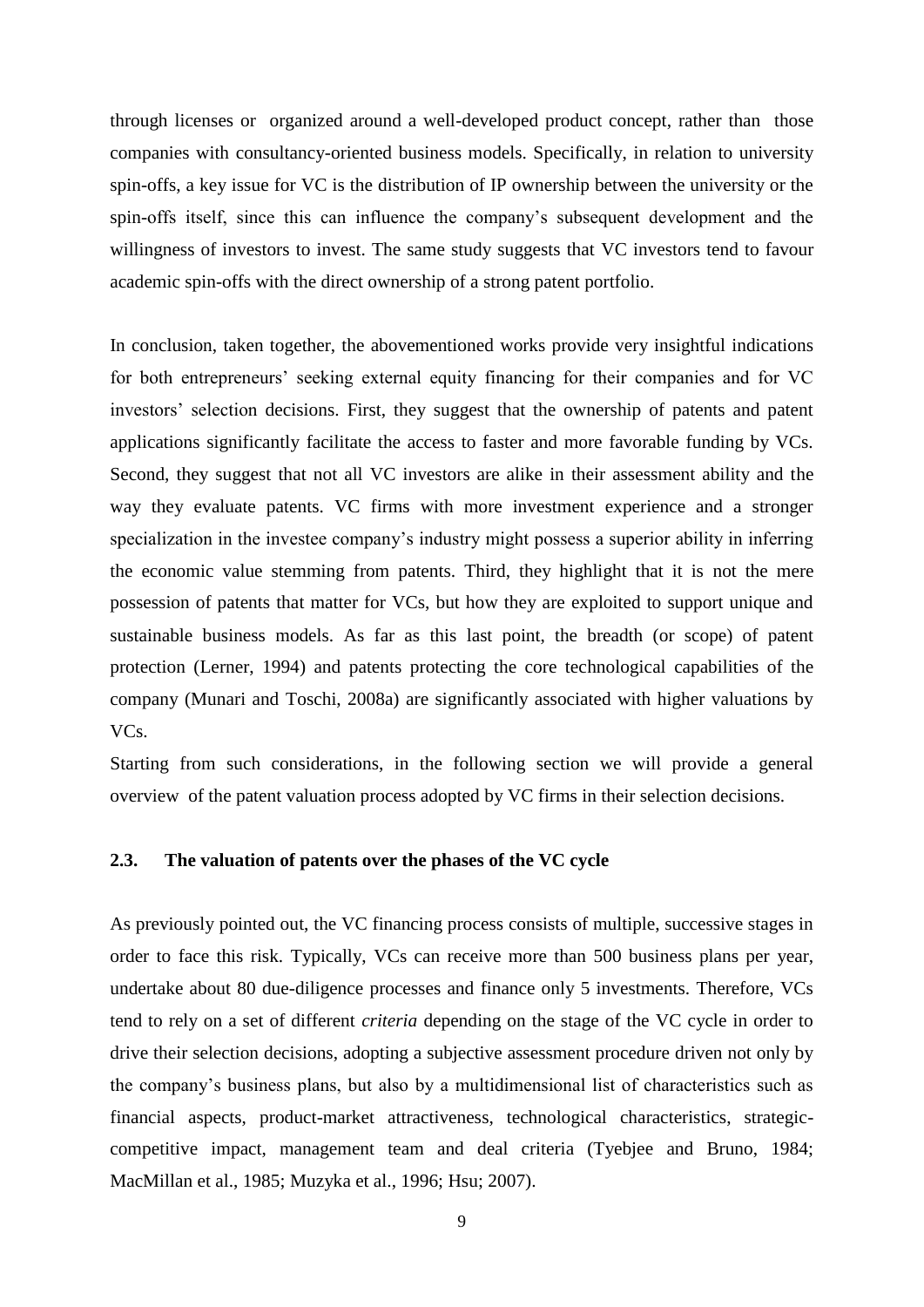through licenses or organized around a well-developed product concept, rather than those companies with consultancy-oriented business models. Specifically, in relation to university spin-offs, a key issue for VC is the distribution of IP ownership between the university or the spin-offs itself, since this can influence the company's subsequent development and the willingness of investors to invest. The same study suggests that VC investors tend to favour academic spin-offs with the direct ownership of a strong patent portfolio.

In conclusion, taken together, the abovementioned works provide very insightful indications for both entrepreneurs' seeking external equity financing for their companies and for VC investors' selection decisions. First, they suggest that the ownership of patents and patent applications significantly facilitate the access to faster and more favorable funding by VCs. Second, they suggest that not all VC investors are alike in their assessment ability and the way they evaluate patents. VC firms with more investment experience and a stronger specialization in the investee company's industry might possess a superior ability in inferring the economic value stemming from patents. Third, they highlight that it is not the mere possession of patents that matter for VCs, but how they are exploited to support unique and sustainable business models. As far as this last point, the breadth (or scope) of patent protection (Lerner, 1994) and patents protecting the core technological capabilities of the company (Munari and Toschi, 2008a) are significantly associated with higher valuations by VCs.

Starting from such considerations, in the following section we will provide a general overview of the patent valuation process adopted by VC firms in their selection decisions.

## 2.3. The valuation of patents over the phases of the VC cycle

As previously pointed out, the VC financing process consists of multiple, successive stages in order to face this risk. Typically, VCs can receive more than 500 business plans per year, undertake about 80 due-diligence processes and finance only 5 investments. Therefore, VCs tend to rely on a set of different *criteria* depending on the stage of the VC cycle in order to drive their selection decisions, adopting a subjective assessment procedure driven not only by the company's business plans, but also by a multidimensional list of characteristics such as financial aspects, product-market attractiveness, technological characteristics, strategic-competitive impact, management team and deal criteria (Tyebjee and Bruno, 1984; MacMillan et al., 1985; Muzyka et al., 1996; Hsu; 2007).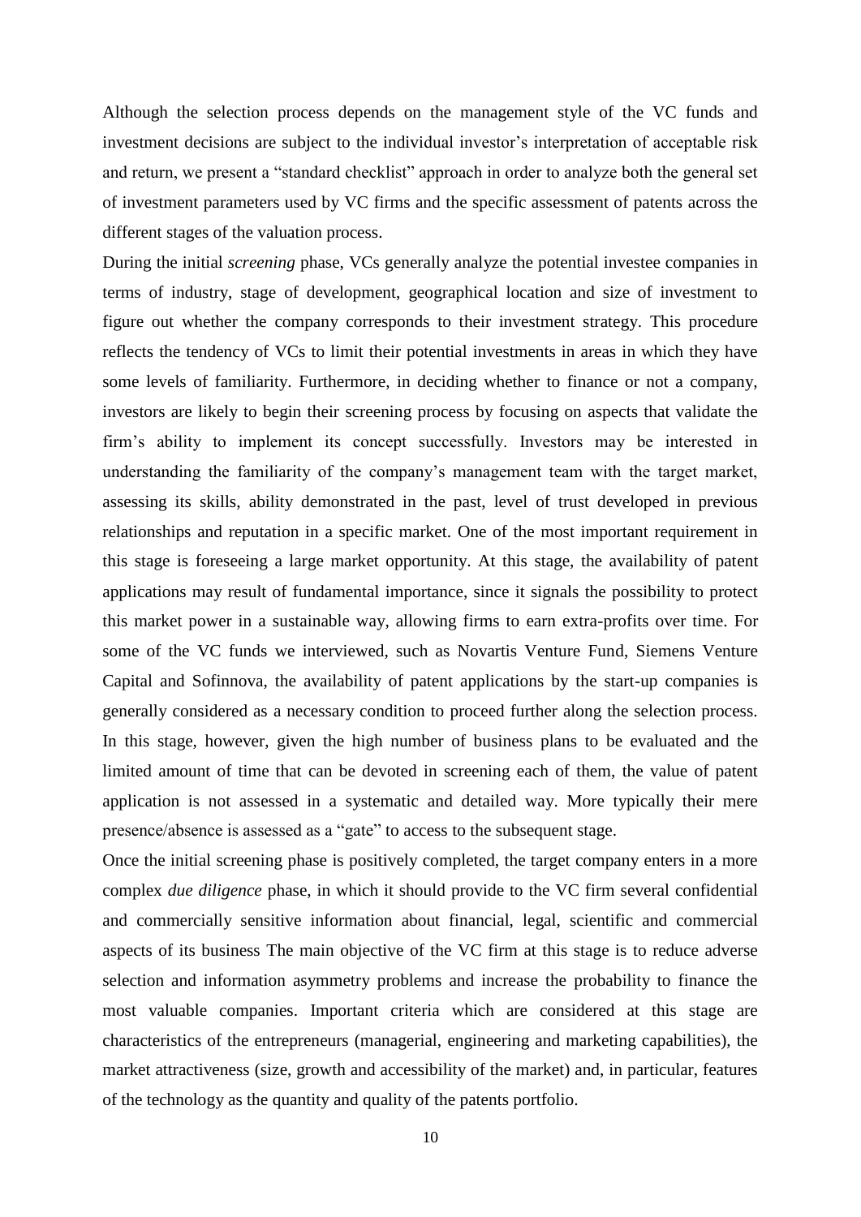Although the selection process depends on the management style of the VC funds and investment decisions are subject to the individual investor's interpretation of acceptable risk and return, we present a "standard checklist" approach in order to analyze both the general set of investment parameters used by VC firms and the specific assessment of patents across the different stages of the valuation process.

During the initial *screening* phase, VCs generally analyze the potential investee companies in terms of industry, stage of development, geographical location and size of investment to figure out whether the company corresponds to their investment strategy. This procedure reflects the tendency of VCs to limit their potential investments in areas in which they have some levels of familiarity. Furthermore, in deciding whether to finance or not a company, investors are likely to begin their screening process by focusing on aspects that validate the firm's ability to implement its concept successfully. Investors may be interested in understanding the familiarity of the company's management team with the target market, assessing its skills, ability demonstrated in the past, level of trust developed in previous relationships and reputation in a specific market. One of the most important requirement in this stage is foreseeing a large market opportunity. At this stage, the availability of patent applications may result of fundamental importance, since it signals the possibility to protect this market power in a sustainable way, allowing firms to earn extra-profits over time. For some of the VC funds we interviewed, such as Novartis Venture Fund, Siemens Venture Capital and Sofinnova, the availability of patent applications by the start-up companies is generally considered as a necessary condition to proceed further along the selection process. In this stage, however, given the high number of business plans to be evaluated and the limited amount of time that can be devoted in screening each of them, the value of patent application is not assessed in a systematic and detailed way. More typically their mere presence/absence is assessed as a "gate" to access to the subsequent stage.

Once the initial screening phase is positively completed, the target company enters in a more complex *due diligence* phase, in which it should provide to the VC firm several confidential and commercially sensitive information about financial, legal, scientific and commercial aspects of its business The main objective of the VC firm at this stage is to reduce adverse selection and information asymmetry problems and increase the probability to finance the most valuable companies. Important criteria which are considered at this stage are characteristics of the entrepreneurs (managerial, engineering and marketing capabilities), the market attractiveness (size, growth and accessibility of the market) and, in particular, features of the technology as the quantity and quality of the patents portfolio.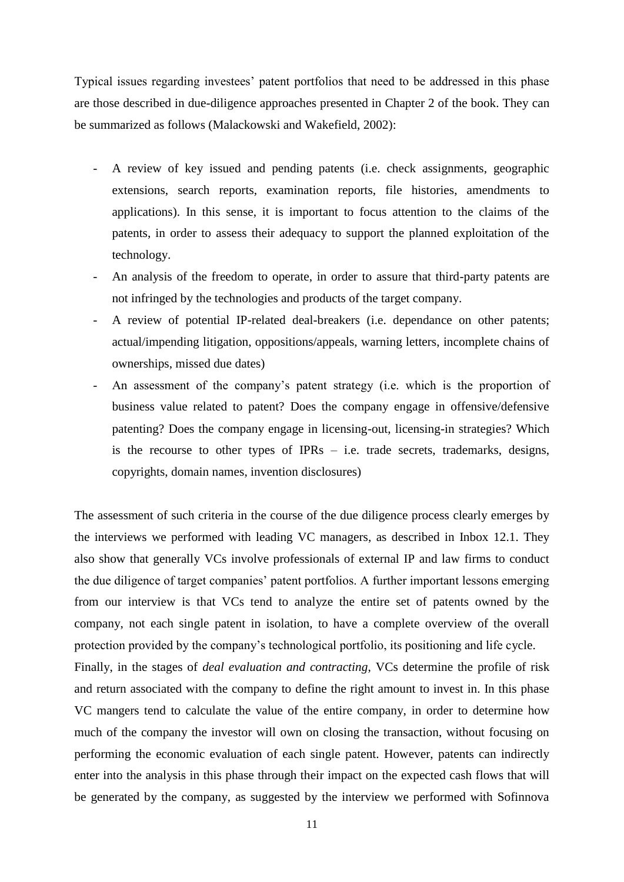Typical issues regarding investees' patent portfolios that need to be addressed in this phase are those described in due-diligence approaches presented in Chapter 2 of the book. They can be summarized as follows (Malackowski and Wakefield, 2002):

- A review of key issued and pending patents (i.e. check assignments, geographic extensions, search reports, examination reports, file histories, amendments to applications). In this sense, it is important to focus attention to the claims of the patents, in order to assess their adequacy to support the planned exploitation of the technology.
- An analysis of the freedom to operate, in order to assure that third-party patents are not infringed by the technologies and products of the target company.
- A review of potential IP-related deal-breakers (i.e. dependance on other patents; actual/impending litigation, oppositions/appeals, warning letters, incomplete chains of ownerships, missed due dates)
- An assessment of the company's patent strategy (i.e. which is the proportion of business value related to patent? Does the company engage in offensive/defensive patenting? Does the company engage in licensing-out, licensing-in strategies? Which is the recourse to other types of IPRs – i.e. trade secrets, trademarks, designs, copyrights, domain names, invention disclosures)

The assessment of such criteria in the course of the due diligence process clearly emerges by the interviews we performed with leading VC managers, as described in Inbox 12.1. They also show that generally VCs involve professionals of external IP and law firms to conduct the due diligence of target companies' patent portfolios. A further important lessons emerging from our interview is that VCs tend to analyze the entire set of patents owned by the company, not each single patent in isolation, to have a complete overview of the overall protection provided by the company's technological portfolio, its positioning and life cycle.

Finally, in the stages of *deal evaluation and contracting*, VCs determine the profile of risk and return associated with the company to define the right amount to invest in. In this phase VC mangers tend to calculate the value of the entire company, in order to determine how much of the company the investor will own on closing the transaction, without focusing on performing the economic evaluation of each single patent. However, patents can indirectly enter into the analysis in this phase through their impact on the expected cash flows that will be generated by the company, as suggested by the interview we performed with Sofinnova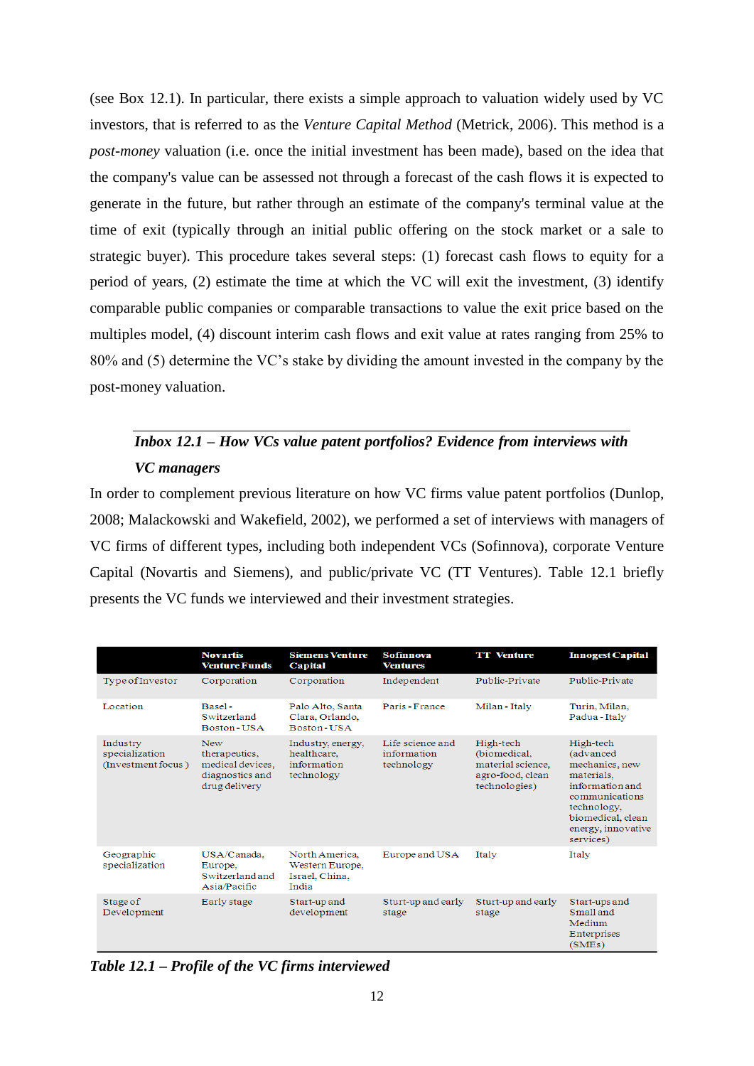(see Box 12.1). In particular, there exists a simple approach to valuation widely used by VC investors, that is referred to as the *Venture Capital Method* (Metrick, 2006). This method is a *post-money* valuation (i.e. once the initial investment has been made), based on the idea that the company's value can be assessed not through a forecast of the cash flows it is expected to generate in the future, but rather through an estimate of the company's terminal value at the time of exit (typically through an initial public offering on the stock market or a sale to strategic buyer). This procedure takes several steps: (1) forecast cash flows to equity for a period of years, (2) estimate the time at which the VC will exit the investment, (3) identify comparable public companies or comparable transactions to value the exit price based on the multiples model, (4) discount interim cash flows and exit value at rates ranging from 25% to 80% and (5) determine the VC's stake by dividing the amount invested in the company by the post-money valuation.

### *Inbox 12.1 – How VCs value patent portfolios? Evidence from interviews with VC managers*

In order to complement previous literature on how VC firms value patent portfolios (Dunlop, 2008; Malackowski and Wakefield, 2002), we performed a set of interviews with managers of VC firms of different types, including both independent VCs (Sofinnova), corporate Venture Capital (Novartis and Siemens), and public/private VC (TT Ventures). Table 12.1 briefly presents the VC funds we interviewed and their investment strategies.

| | Novartis Venture Funds | Siemens Venture Capital | Sofinnova Ventures | TT Venture | Innogest Capital |
|---|---|---|---|---|---|
| Type of Investor | Corporation | Corporation | Independent | Public-Private | Public-Private |
| Location | Basel - Switzerland Boston - USA | Palo Alto, Santa Clara, Orlando, Boston - USA | Paris - France | Milan - Italy | Turin, Milan, Padua - Italy |
| Industry specialization (Investment focus ) | New therapeutics, medical devices, diagnostics and drug delivery | Industry, energy, healthcare, information technology | Life science and information technology | High-tech (biomedical, material science, agro-food, clean technologies) | High-tech (advanced mechanics, new materials, information and communications technology, biomedical, clean energy, innovative services) |
| Geographic specialization | USA/Canada, Europe, Switzerland and Asia/Pacific | North America, Western Europe, Israel, China, India | Europe and USA | Italy | Italy |
| Stage of Development | Early stage | Start-up and development | Sturt-up and early stage | Sturt-up and early stage | Start-ups and Small and Medium Enterprises (SMEs) |

***Table 12.1 – Profile of the VC firms interviewed***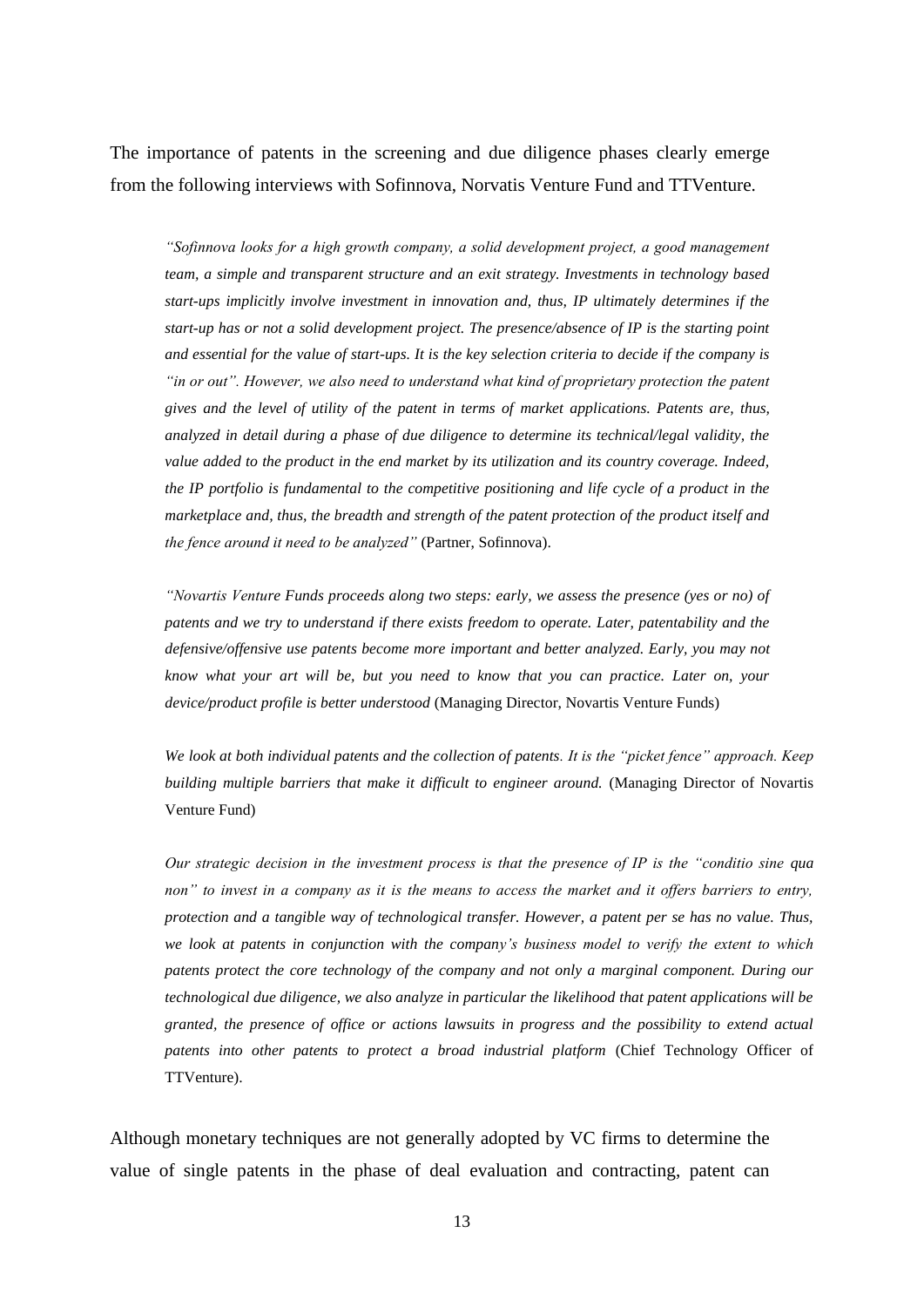The importance of patents in the screening and due diligence phases clearly emerge from the following interviews with Sofinnova, Norvatis Venture Fund and TTVenture.

> *"Sofinnova looks for a high growth company, a solid development project, a good management team, a simple and transparent structure and an exit strategy. Investments in technology based start-ups implicitly involve investment in innovation and, thus, IP ultimately determines if the start-up has or not a solid development project. The presence/absence of IP is the starting point and essential for the value of start-ups. It is the key selection criteria to decide if the company is "in or out". However, we also need to understand what kind of proprietary protection the patent gives and the level of utility of the patent in terms of market applications. Patents are, thus, analyzed in detail during a phase of due diligence to determine its technical/legal validity, the value added to the product in the end market by its utilization and its country coverage. Indeed, the IP portfolio is fundamental to the competitive positioning and life cycle of a product in the marketplace and, thus, the breadth and strength of the patent protection of the product itself and the fence around it need to be analyzed"* (Partner, Sofinnova).

> *"Novartis Venture Funds proceeds along two steps: early, we assess the presence (yes or no) of patents and we try to understand if there exists freedom to operate. Later, patentability and the defensive/offensive use patents become more important and better analyzed. Early, you may not know what your art will be, but you need to know that you can practice. Later on, your device/product profile is better understood* (Managing Director, Novartis Venture Funds)

> *We look at both individual patents and the collection of patents. It is the "picket fence" approach. Keep building multiple barriers that make it difficult to engineer around.* (Managing Director of Novartis Venture Fund)

> *Our strategic decision in the investment process is that the presence of IP is the "conditio sine qua non" to invest in a company as it is the means to access the market and it offers barriers to entry, protection and a tangible way of technological transfer. However, a patent per se has no value. Thus, we look at patents in conjunction with the company's business model to verify the extent to which patents protect the core technology of the company and not only a marginal component. During our technological due diligence, we also analyze in particular the likelihood that patent applications will be granted, the presence of office or actions lawsuits in progress and the possibility to extend actual patents into other patents to protect a broad industrial platform* (Chief Technology Officer of TTVenture).

Although monetary techniques are not generally adopted by VC firms to determine the value of single patents in the phase of deal evaluation and contracting, patent can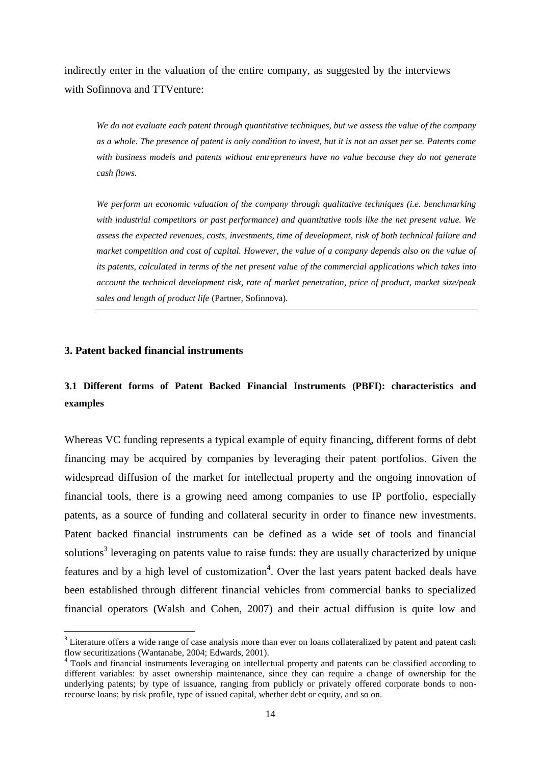indirectly enter in the valuation of the entire company, as suggested by the interviews with Sofinnova and TTVenture:

> *We do not evaluate each patent through quantitative techniques, but we assess the value of the company as a whole. The presence of patent is only condition to invest, but it is not an asset per se. Patents come with business models and patents without entrepreneurs have no value because they do not generate cash flows.*
>
> *We perform an economic valuation of the company through qualitative techniques (i.e. benchmarking with industrial competitors or past performance) and quantitative tools like the net present value. We assess the expected revenues, costs, investments, time of development, risk of both technical failure and market competition and cost of capital. However, the value of a company depends also on the value of its patents, calculated in terms of the net present value of the commercial applications which takes into account the technical development risk, rate of market penetration, price of product, market size/peak sales and length of product life* (Partner, Sofinnova).

## 3. Patent backed financial instruments

### 3.1 Different forms of Patent Backed Financial Instruments (PBFI): characteristics and examples

Whereas VC funding represents a typical example of equity financing, different forms of debt financing may be acquired by companies by leveraging their patent portfolios. Given the widespread diffusion of the market for intellectual property and the ongoing innovation of financial tools, there is a growing need among companies to use IP portfolio, especially patents, as a source of funding and collateral security in order to finance new investments. Patent backed financial instruments can be defined as a wide set of tools and financial solutions[3] leveraging on patents value to raise funds: they are usually characterized by unique features and by a high level of customization[4]. Over the last years patent backed deals have been established through different financial vehicles from commercial banks to specialized financial operators (Walsh and Cohen, 2007) and their actual diffusion is quite low and

[3] Literature offers a wide range of case analysis more than ever on loans collateralized by patent and patent cash flow securitizations (Wantanabe, 2004; Edwards, 2001).

[4] Tools and financial instruments leveraging on intellectual property and patents can be classified according to different variables: by asset ownership maintenance, since they can require a change of ownership for the underlying patents; by type of issuance, ranging from publicly or privately offered corporate bonds to non-recourse loans; by risk profile, type of issued capital, whether debt or equity, and so on.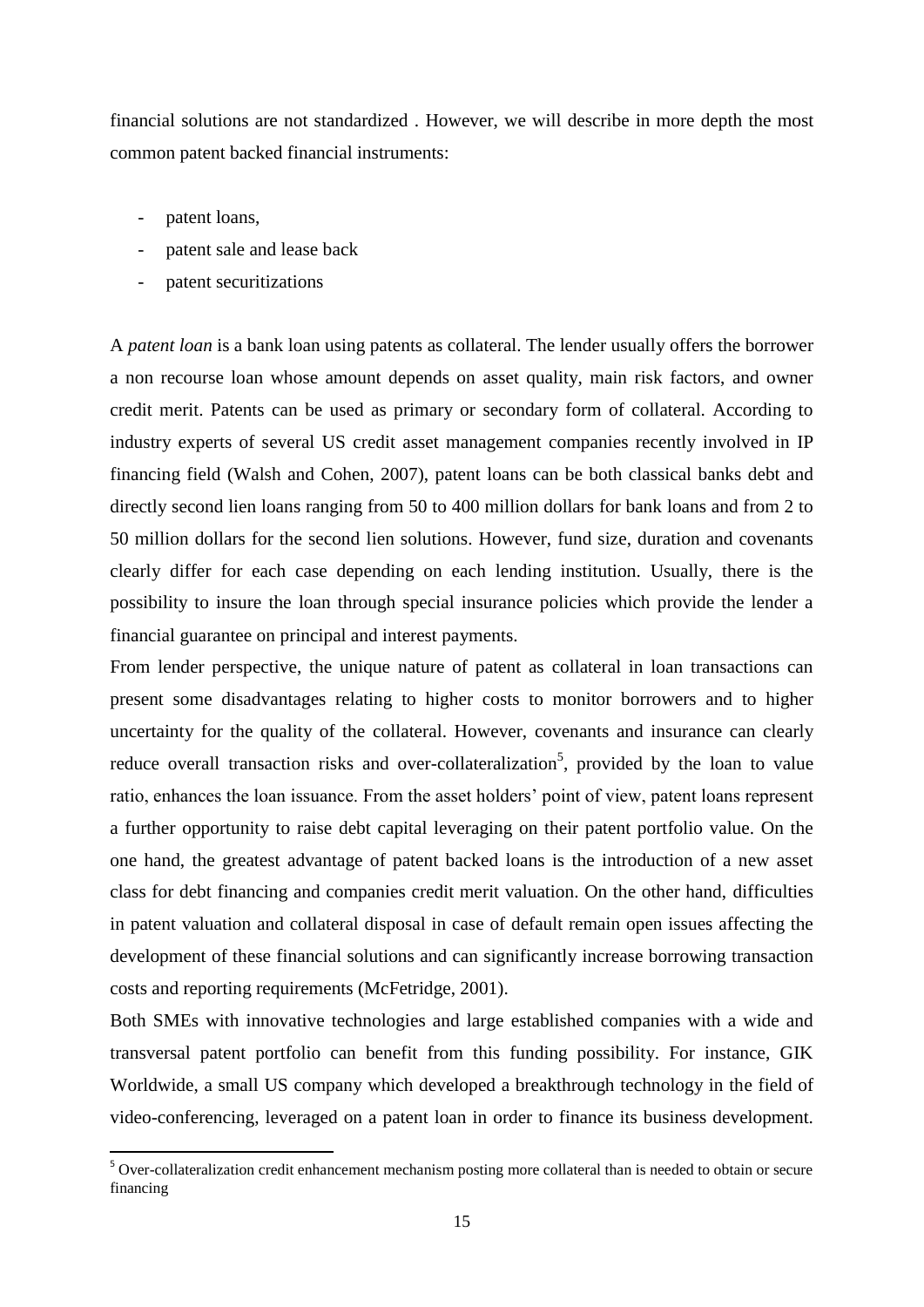financial solutions are not standardized . However, we will describe in more depth the most common patent backed financial instruments:

- patent loans,
- patent sale and lease back
- patent securitizations

A *patent loan* is a bank loan using patents as collateral. The lender usually offers the borrower a non recourse loan whose amount depends on asset quality, main risk factors, and owner credit merit. Patents can be used as primary or secondary form of collateral. According to industry experts of several US credit asset management companies recently involved in IP financing field (Walsh and Cohen, 2007), patent loans can be both classical banks debt and directly second lien loans ranging from 50 to 400 million dollars for bank loans and from 2 to 50 million dollars for the second lien solutions. However, fund size, duration and covenants clearly differ for each case depending on each lending institution. Usually, there is the possibility to insure the loan through special insurance policies which provide the lender a financial guarantee on principal and interest payments.

From lender perspective, the unique nature of patent as collateral in loan transactions can present some disadvantages relating to higher costs to monitor borrowers and to higher uncertainty for the quality of the collateral. However, covenants and insurance can clearly reduce overall transaction risks and over-collateralization[5], provided by the loan to value ratio, enhances the loan issuance. From the asset holders' point of view, patent loans represent a further opportunity to raise debt capital leveraging on their patent portfolio value. On the one hand, the greatest advantage of patent backed loans is the introduction of a new asset class for debt financing and companies credit merit valuation. On the other hand, difficulties in patent valuation and collateral disposal in case of default remain open issues affecting the development of these financial solutions and can significantly increase borrowing transaction costs and reporting requirements (McFetridge, 2001).

Both SMEs with innovative technologies and large established companies with a wide and transversal patent portfolio can benefit from this funding possibility. For instance, GIK Worldwide, a small US company which developed a breakthrough technology in the field of video-conferencing, leveraged on a patent loan in order to finance its business development.

[5] Over-collateralization credit enhancement mechanism posting more collateral than is needed to obtain or secure financing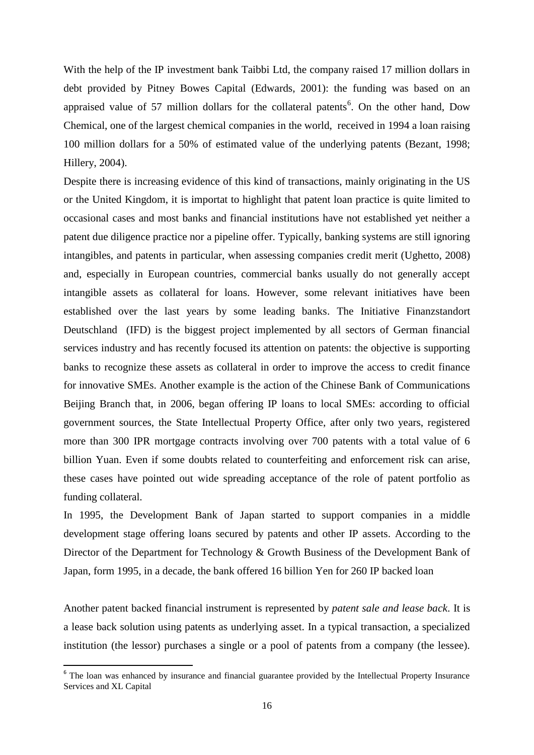With the help of the IP investment bank Taibbi Ltd, the company raised 17 million dollars in debt provided by Pitney Bowes Capital (Edwards, 2001): the funding was based on an appraised value of 57 million dollars for the collateral patents[6]. On the other hand, Dow Chemical, one of the largest chemical companies in the world, received in 1994 a loan raising 100 million dollars for a 50% of estimated value of the underlying patents (Bezant, 1998; Hillery, 2004).

Despite there is increasing evidence of this kind of transactions, mainly originating in the US or the United Kingdom, it is importat to highlight that patent loan practice is quite limited to occasional cases and most banks and financial institutions have not established yet neither a patent due diligence practice nor a pipeline offer. Typically, banking systems are still ignoring intangibles, and patents in particular, when assessing companies credit merit (Ughetto, 2008) and, especially in European countries, commercial banks usually do not generally accept intangible assets as collateral for loans. However, some relevant initiatives have been established over the last years by some leading banks. The Initiative Finanzstandort Deutschland (IFD) is the biggest project implemented by all sectors of German financial services industry and has recently focused its attention on patents: the objective is supporting banks to recognize these assets as collateral in order to improve the access to credit finance for innovative SMEs. Another example is the action of the Chinese Bank of Communications Beijing Branch that, in 2006, began offering IP loans to local SMEs: according to official government sources, the State Intellectual Property Office, after only two years, registered more than 300 IPR mortgage contracts involving over 700 patents with a total value of 6 billion Yuan. Even if some doubts related to counterfeiting and enforcement risk can arise, these cases have pointed out wide spreading acceptance of the role of patent portfolio as funding collateral.

In 1995, the Development Bank of Japan started to support companies in a middle development stage offering loans secured by patents and other IP assets. According to the Director of the Department for Technology & Growth Business of the Development Bank of Japan, form 1995, in a decade, the bank offered 16 billion Yen for 260 IP backed loan

Another patent backed financial instrument is represented by *patent sale and lease back*. It is a lease back solution using patents as underlying asset. In a typical transaction, a specialized institution (the lessor) purchases a single or a pool of patents from a company (the lessee).

[6] The loan was enhanced by insurance and financial guarantee provided by the Intellectual Property Insurance Services and XL Capital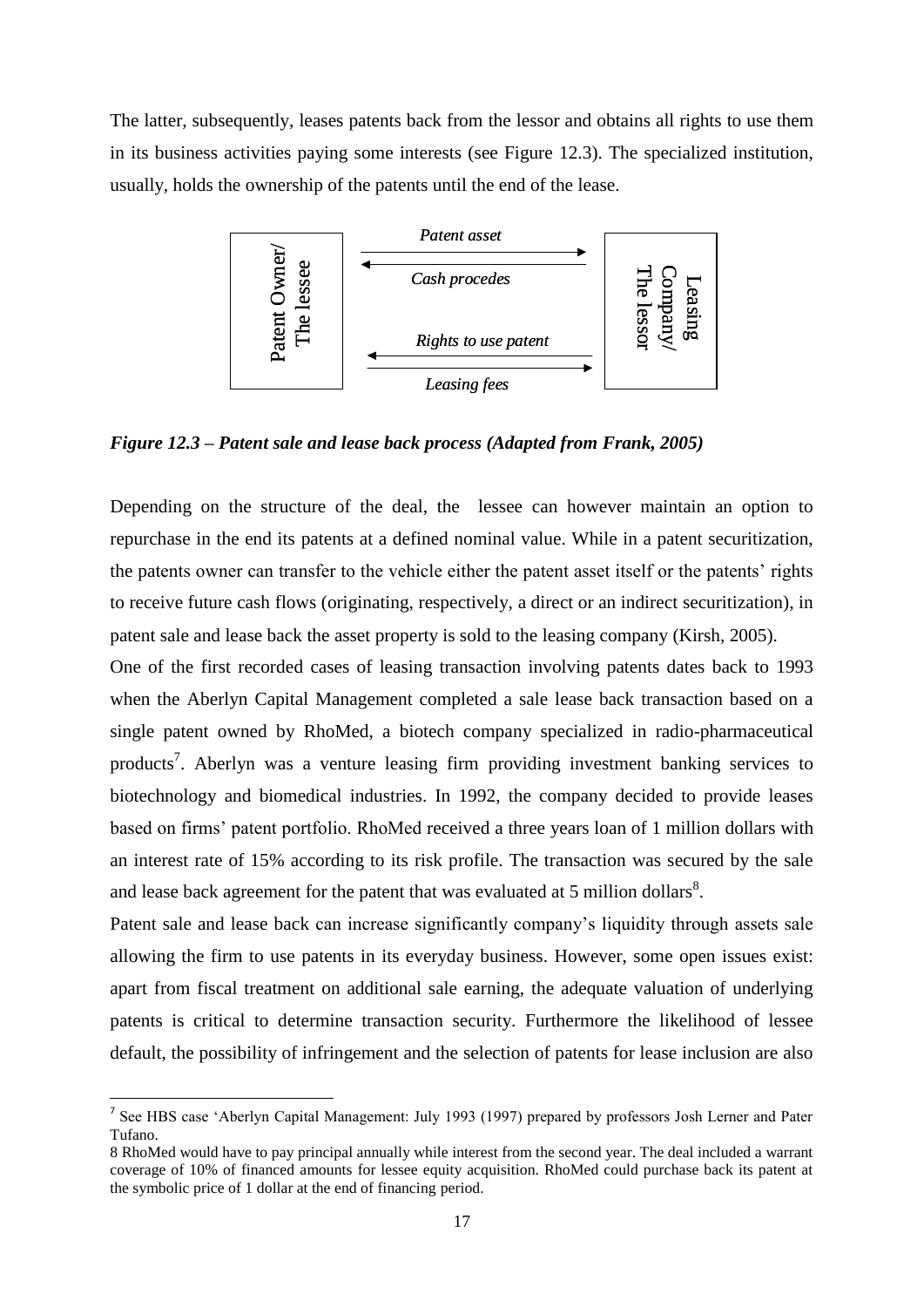The latter, subsequently, leases patents back from the lessor and obtains all rights to use them in its business activities paying some interests (see Figure 12.3). The specialized institution, usually, holds the ownership of the patents until the end of the lease.

Patent Owner/ The lessee

*Patent asset*

*Cash procedes*

*Rights to use patent*

*Leasing fees*

Leasing Company/ The lessor

***Figure 12.3 – Patent sale and lease back process (Adapted from Frank, 2005)***

Depending on the structure of the deal, the lessee can however maintain an option to repurchase in the end its patents at a defined nominal value. While in a patent securitization, the patents owner can transfer to the vehicle either the patent asset itself or the patents' rights to receive future cash flows (originating, respectively, a direct or an indirect securitization), in patent sale and lease back the asset property is sold to the leasing company (Kirsh, 2005).

One of the first recorded cases of leasing transaction involving patents dates back to 1993 when the Aberlyn Capital Management completed a sale lease back transaction based on a single patent owned by RhoMed, a biotech company specialized in radio-pharmaceutical products[7]. Aberlyn was a venture leasing firm providing investment banking services to biotechnology and biomedical industries. In 1992, the company decided to provide leases based on firms' patent portfolio. RhoMed received a three years loan of 1 million dollars with an interest rate of 15% according to its risk profile. The transaction was secured by the sale and lease back agreement for the patent that was evaluated at 5 million dollars[8].

Patent sale and lease back can increase significantly company's liquidity through assets sale allowing the firm to use patents in its everyday business. However, some open issues exist: apart from fiscal treatment on additional sale earning, the adequate valuation of underlying patents is critical to determine transaction security. Furthermore the likelihood of lessee default, the possibility of infringement and the selection of patents for lease inclusion are also

---

[7] See HBS case 'Aberlyn Capital Management: July 1993 (1997) prepared by professors Josh Lerner and Pater Tufano.

[8] RhoMed would have to pay principal annually while interest from the second year. The deal included a warrant coverage of 10% of financed amounts for lessee equity acquisition. RhoMed could purchase back its patent at the symbolic price of 1 dollar at the end of financing period.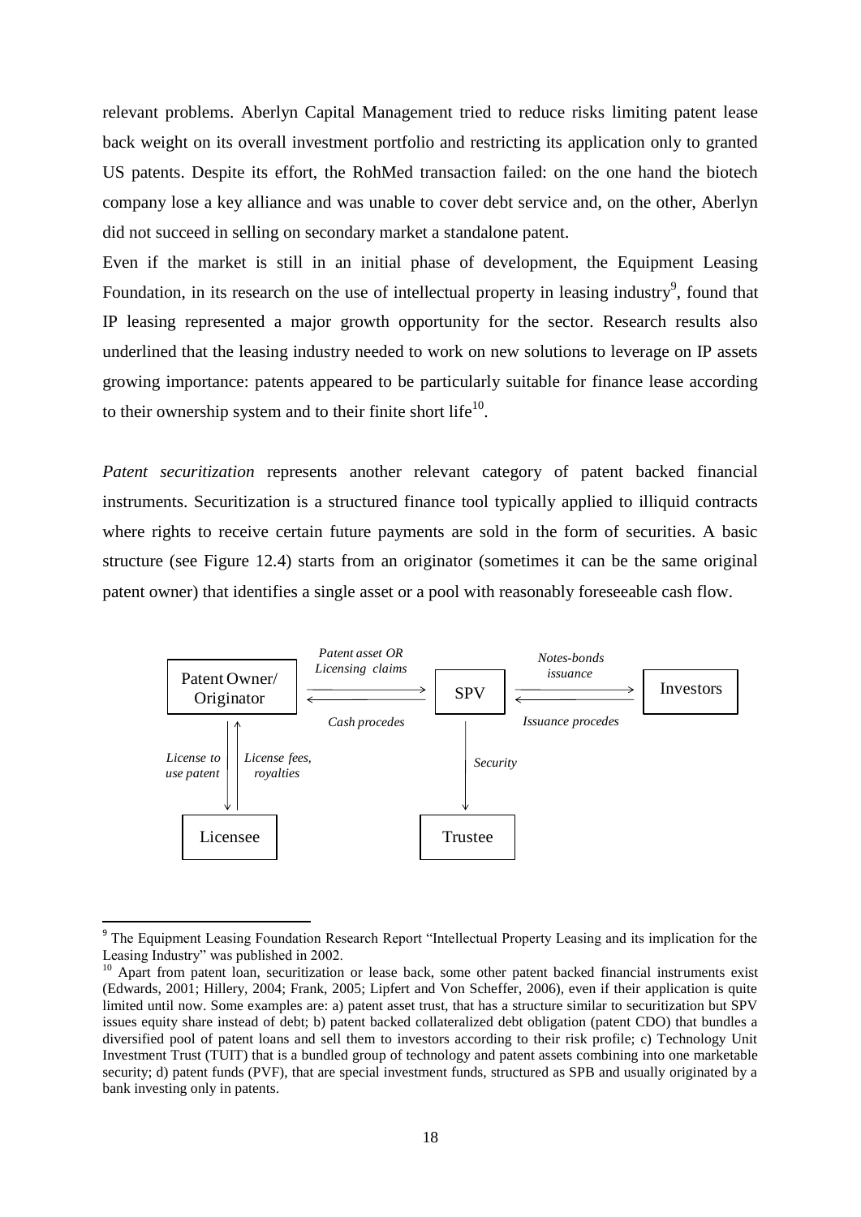relevant problems. Aberlyn Capital Management tried to reduce risks limiting patent lease back weight on its overall investment portfolio and restricting its application only to granted US patents. Despite its effort, the RohMed transaction failed: on the one hand the biotech company lose a key alliance and was unable to cover debt service and, on the other, Aberlyn did not succeed in selling on secondary market a standalone patent.

Even if the market is still in an initial phase of development, the Equipment Leasing Foundation, in its research on the use of intellectual property in leasing industry[9], found that IP leasing represented a major growth opportunity for the sector. Research results also underlined that the leasing industry needed to work on new solutions to leverage on IP assets growing importance: patents appeared to be particularly suitable for finance lease according to their ownership system and to their finite short life[10].

*Patent securitization* represents another relevant category of patent backed financial instruments. Securitization is a structured finance tool typically applied to illiquid contracts where rights to receive certain future payments are sold in the form of securities. A basic structure (see Figure 12.4) starts from an originator (sometimes it can be the same original patent owner) that identifies a single asset or a pool with reasonably foreseeable cash flow.

Patent Owner/ Originator — *Patent asset OR Licensing claims* → SPV; SPV — *Cash procedes* → Patent Owner/ Originator; SPV — *Notes-bonds issuance* → Investors; Investors — *Issuance procedes* → SPV; Patent Owner/ Originator — *License to use patent* → Licensee; Licensee — *License fees, royalties* → Patent Owner/ Originator; SPV — *Security* → Trustee

[9] The Equipment Leasing Foundation Research Report "Intellectual Property Leasing and its implication for the Leasing Industry" was published in 2002.

[10] Apart from patent loan, securitization or lease back, some other patent backed financial instruments exist (Edwards, 2001; Hillery, 2004; Frank, 2005; Lipfert and Von Scheffer, 2006), even if their application is quite limited until now. Some examples are: a) patent asset trust, that has a structure similar to securitization but SPV issues equity share instead of debt; b) patent backed collateralized debt obligation (patent CDO) that bundles a diversified pool of patent loans and sell them to investors according to their risk profile; c) Technology Unit Investment Trust (TUIT) that is a bundled group of technology and patent assets combining into one marketable security; d) patent funds (PVF), that are special investment funds, structured as SPB and usually originated by a bank investing only in patents.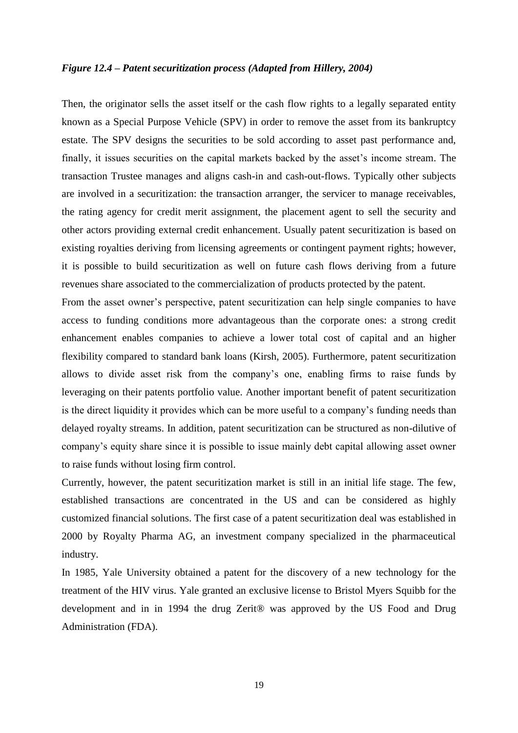***Figure 12.4 – Patent securitization process (Adapted from Hillery, 2004)***

Then, the originator sells the asset itself or the cash flow rights to a legally separated entity known as a Special Purpose Vehicle (SPV) in order to remove the asset from its bankruptcy estate. The SPV designs the securities to be sold according to asset past performance and, finally, it issues securities on the capital markets backed by the asset's income stream. The transaction Trustee manages and aligns cash-in and cash-out-flows. Typically other subjects are involved in a securitization: the transaction arranger, the servicer to manage receivables, the rating agency for credit merit assignment, the placement agent to sell the security and other actors providing external credit enhancement. Usually patent securitization is based on existing royalties deriving from licensing agreements or contingent payment rights; however, it is possible to build securitization as well on future cash flows deriving from a future revenues share associated to the commercialization of products protected by the patent.

From the asset owner's perspective, patent securitization can help single companies to have access to funding conditions more advantageous than the corporate ones: a strong credit enhancement enables companies to achieve a lower total cost of capital and an higher flexibility compared to standard bank loans (Kirsh, 2005). Furthermore, patent securitization allows to divide asset risk from the company's one, enabling firms to raise funds by leveraging on their patents portfolio value. Another important benefit of patent securitization is the direct liquidity it provides which can be more useful to a company's funding needs than delayed royalty streams. In addition, patent securitization can be structured as non-dilutive of company's equity share since it is possible to issue mainly debt capital allowing asset owner to raise funds without losing firm control.

Currently, however, the patent securitization market is still in an initial life stage. The few, established transactions are concentrated in the US and can be considered as highly customized financial solutions. The first case of a patent securitization deal was established in 2000 by Royalty Pharma AG, an investment company specialized in the pharmaceutical industry.

In 1985, Yale University obtained a patent for the discovery of a new technology for the treatment of the HIV virus. Yale granted an exclusive license to Bristol Myers Squibb for the development and in in 1994 the drug Zerit® was approved by the US Food and Drug Administration (FDA).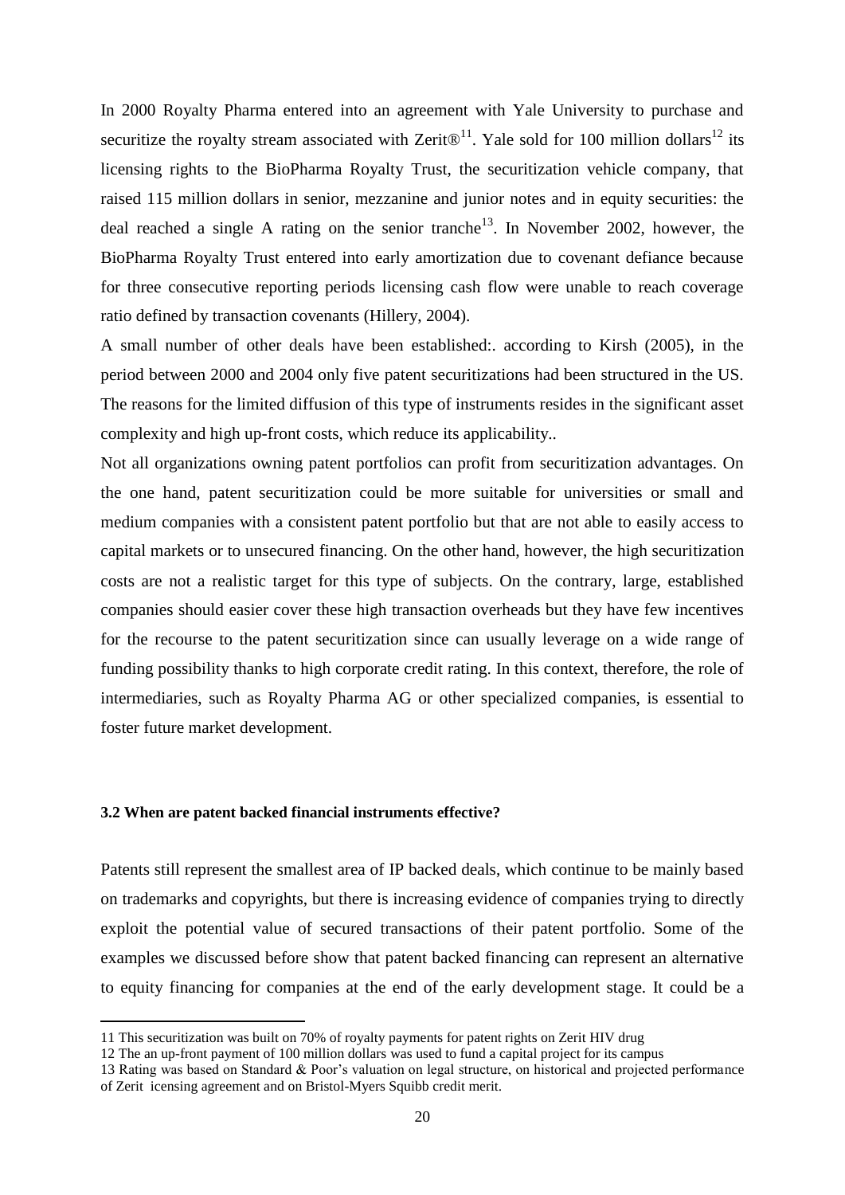In 2000 Royalty Pharma entered into an agreement with Yale University to purchase and securitize the royalty stream associated with Zerit®[11]. Yale sold for 100 million dollars[12] its licensing rights to the BioPharma Royalty Trust, the securitization vehicle company, that raised 115 million dollars in senior, mezzanine and junior notes and in equity securities: the deal reached a single A rating on the senior tranche[13]. In November 2002, however, the BioPharma Royalty Trust entered into early amortization due to covenant defiance because for three consecutive reporting periods licensing cash flow were unable to reach coverage ratio defined by transaction covenants (Hillery, 2004).

A small number of other deals have been established:. according to Kirsh (2005), in the period between 2000 and 2004 only five patent securitizations had been structured in the US. The reasons for the limited diffusion of this type of instruments resides in the significant asset complexity and high up-front costs, which reduce its applicability..

Not all organizations owning patent portfolios can profit from securitization advantages. On the one hand, patent securitization could be more suitable for universities or small and medium companies with a consistent patent portfolio but that are not able to easily access to capital markets or to unsecured financing. On the other hand, however, the high securitization costs are not a realistic target for this type of subjects. On the contrary, large, established companies should easier cover these high transaction overheads but they have few incentives for the recourse to the patent securitization since can usually leverage on a wide range of funding possibility thanks to high corporate credit rating. In this context, therefore, the role of intermediaries, such as Royalty Pharma AG or other specialized companies, is essential to foster future market development.

### 3.2 When are patent backed financial instruments effective?

Patents still represent the smallest area of IP backed deals, which continue to be mainly based on trademarks and copyrights, but there is increasing evidence of companies trying to directly exploit the potential value of secured transactions of their patent portfolio. Some of the examples we discussed before show that patent backed financing can represent an alternative to equity financing for companies at the end of the early development stage. It could be a

---

11 This securitization was built on 70% of royalty payments for patent rights on Zerit HIV drug

12 The an up-front payment of 100 million dollars was used to fund a capital project for its campus

13 Rating was based on Standard & Poor's valuation on legal structure, on historical and projected performance of Zerit icensing agreement and on Bristol-Myers Squibb credit merit.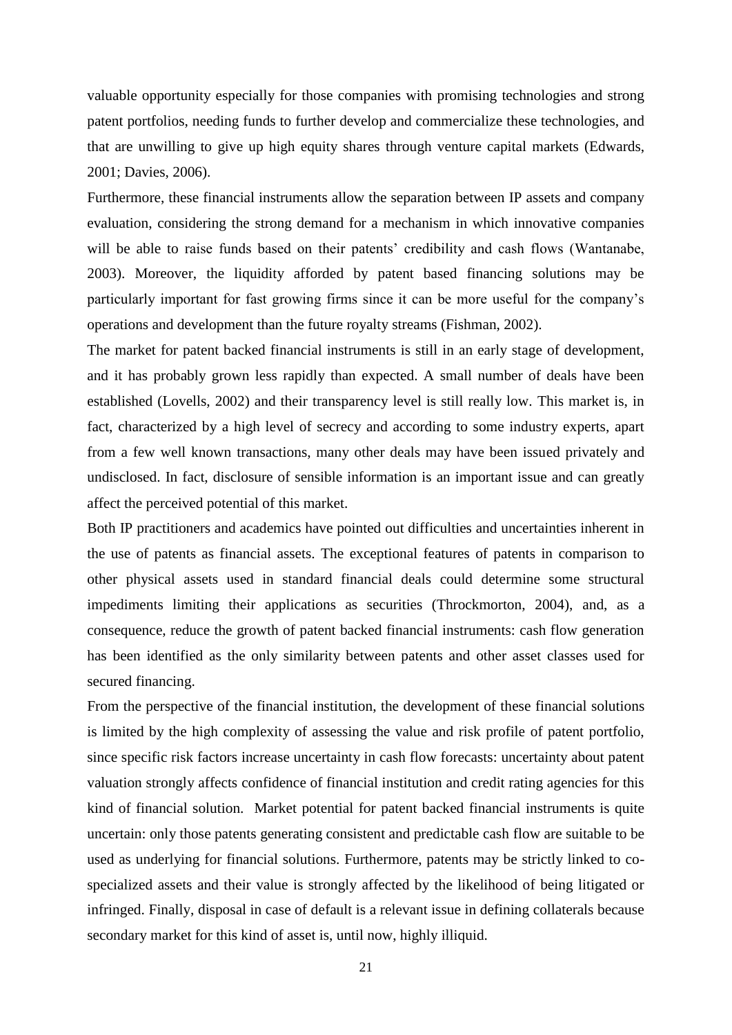valuable opportunity especially for those companies with promising technologies and strong patent portfolios, needing funds to further develop and commercialize these technologies, and that are unwilling to give up high equity shares through venture capital markets (Edwards, 2001; Davies, 2006).

Furthermore, these financial instruments allow the separation between IP assets and company evaluation, considering the strong demand for a mechanism in which innovative companies will be able to raise funds based on their patents' credibility and cash flows (Wantanabe, 2003). Moreover, the liquidity afforded by patent based financing solutions may be particularly important for fast growing firms since it can be more useful for the company's operations and development than the future royalty streams (Fishman, 2002).

The market for patent backed financial instruments is still in an early stage of development, and it has probably grown less rapidly than expected. A small number of deals have been established (Lovells, 2002) and their transparency level is still really low. This market is, in fact, characterized by a high level of secrecy and according to some industry experts, apart from a few well known transactions, many other deals may have been issued privately and undisclosed. In fact, disclosure of sensible information is an important issue and can greatly affect the perceived potential of this market.

Both IP practitioners and academics have pointed out difficulties and uncertainties inherent in the use of patents as financial assets. The exceptional features of patents in comparison to other physical assets used in standard financial deals could determine some structural impediments limiting their applications as securities (Throckmorton, 2004), and, as a consequence, reduce the growth of patent backed financial instruments: cash flow generation has been identified as the only similarity between patents and other asset classes used for secured financing.

From the perspective of the financial institution, the development of these financial solutions is limited by the high complexity of assessing the value and risk profile of patent portfolio, since specific risk factors increase uncertainty in cash flow forecasts: uncertainty about patent valuation strongly affects confidence of financial institution and credit rating agencies for this kind of financial solution. Market potential for patent backed financial instruments is quite uncertain: only those patents generating consistent and predictable cash flow are suitable to be used as underlying for financial solutions. Furthermore, patents may be strictly linked to co-specialized assets and their value is strongly affected by the likelihood of being litigated or infringed. Finally, disposal in case of default is a relevant issue in defining collaterals because secondary market for this kind of asset is, until now, highly illiquid.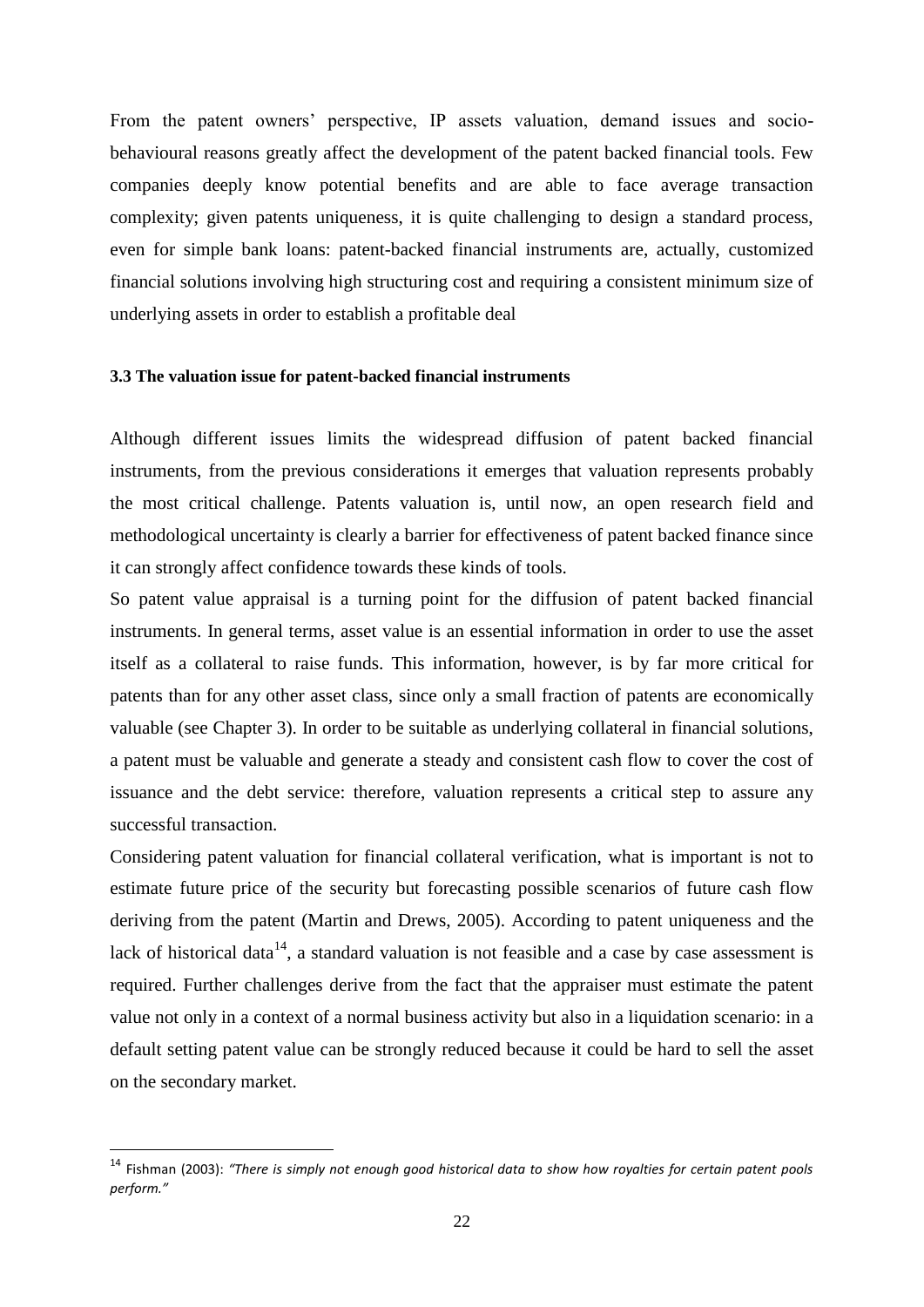From the patent owners' perspective, IP assets valuation, demand issues and socio-behavioural reasons greatly affect the development of the patent backed financial tools. Few companies deeply know potential benefits and are able to face average transaction complexity; given patents uniqueness, it is quite challenging to design a standard process, even for simple bank loans: patent-backed financial instruments are, actually, customized financial solutions involving high structuring cost and requiring a consistent minimum size of underlying assets in order to establish a profitable deal

### 3.3 The valuation issue for patent-backed financial instruments

Although different issues limits the widespread diffusion of patent backed financial instruments, from the previous considerations it emerges that valuation represents probably the most critical challenge. Patents valuation is, until now, an open research field and methodological uncertainty is clearly a barrier for effectiveness of patent backed finance since it can strongly affect confidence towards these kinds of tools.

So patent value appraisal is a turning point for the diffusion of patent backed financial instruments. In general terms, asset value is an essential information in order to use the asset itself as a collateral to raise funds. This information, however, is by far more critical for patents than for any other asset class, since only a small fraction of patents are economically valuable (see Chapter 3). In order to be suitable as underlying collateral in financial solutions, a patent must be valuable and generate a steady and consistent cash flow to cover the cost of issuance and the debt service: therefore, valuation represents a critical step to assure any successful transaction.

Considering patent valuation for financial collateral verification, what is important is not to estimate future price of the security but forecasting possible scenarios of future cash flow deriving from the patent (Martin and Drews, 2005). According to patent uniqueness and the lack of historical data[14], a standard valuation is not feasible and a case by case assessment is required. Further challenges derive from the fact that the appraiser must estimate the patent value not only in a context of a normal business activity but also in a liquidation scenario: in a default setting patent value can be strongly reduced because it could be hard to sell the asset on the secondary market.

---

[14] Fishman (2003): *"There is simply not enough good historical data to show how royalties for certain patent pools perform."*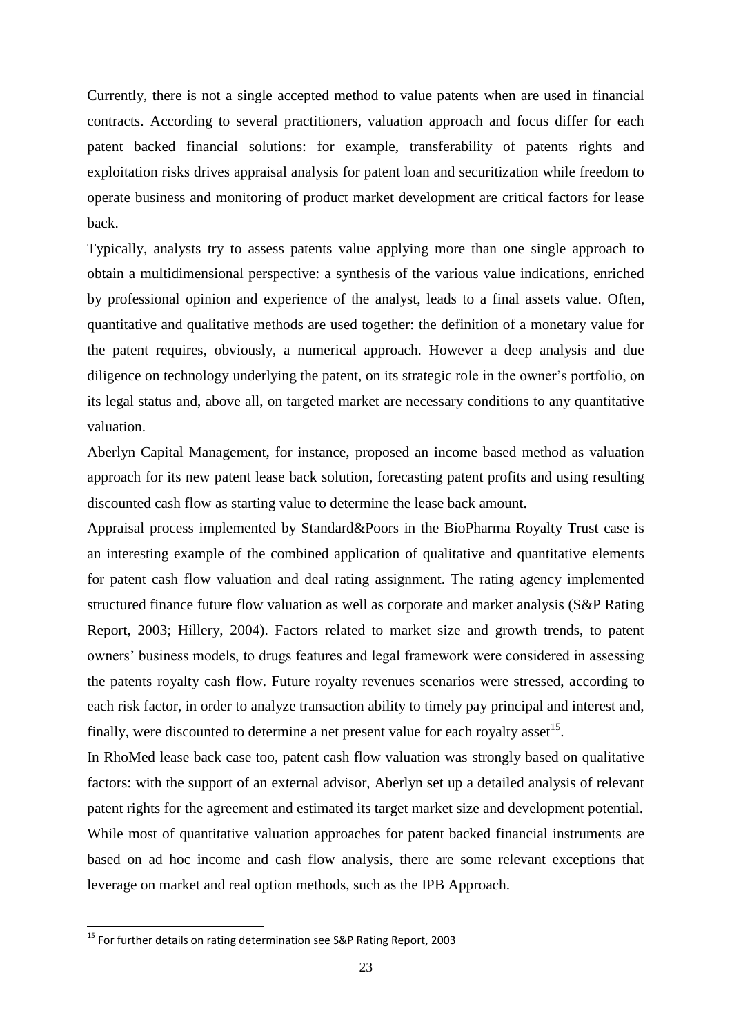Currently, there is not a single accepted method to value patents when are used in financial contracts. According to several practitioners, valuation approach and focus differ for each patent backed financial solutions: for example, transferability of patents rights and exploitation risks drives appraisal analysis for patent loan and securitization while freedom to operate business and monitoring of product market development are critical factors for lease back.

Typically, analysts try to assess patents value applying more than one single approach to obtain a multidimensional perspective: a synthesis of the various value indications, enriched by professional opinion and experience of the analyst, leads to a final assets value. Often, quantitative and qualitative methods are used together: the definition of a monetary value for the patent requires, obviously, a numerical approach. However a deep analysis and due diligence on technology underlying the patent, on its strategic role in the owner's portfolio, on its legal status and, above all, on targeted market are necessary conditions to any quantitative valuation.

Aberlyn Capital Management, for instance, proposed an income based method as valuation approach for its new patent lease back solution, forecasting patent profits and using resulting discounted cash flow as starting value to determine the lease back amount.

Appraisal process implemented by Standard&Poors in the BioPharma Royalty Trust case is an interesting example of the combined application of qualitative and quantitative elements for patent cash flow valuation and deal rating assignment. The rating agency implemented structured finance future flow valuation as well as corporate and market analysis (S&P Rating Report, 2003; Hillery, 2004). Factors related to market size and growth trends, to patent owners' business models, to drugs features and legal framework were considered in assessing the patents royalty cash flow. Future royalty revenues scenarios were stressed, according to each risk factor, in order to analyze transaction ability to timely pay principal and interest and, finally, were discounted to determine a net present value for each royalty asset[15].

In RhoMed lease back case too, patent cash flow valuation was strongly based on qualitative factors: with the support of an external advisor, Aberlyn set up a detailed analysis of relevant patent rights for the agreement and estimated its target market size and development potential.

While most of quantitative valuation approaches for patent backed financial instruments are based on ad hoc income and cash flow analysis, there are some relevant exceptions that leverage on market and real option methods, such as the IPB Approach.

---

[15] For further details on rating determination see S&P Rating Report, 2003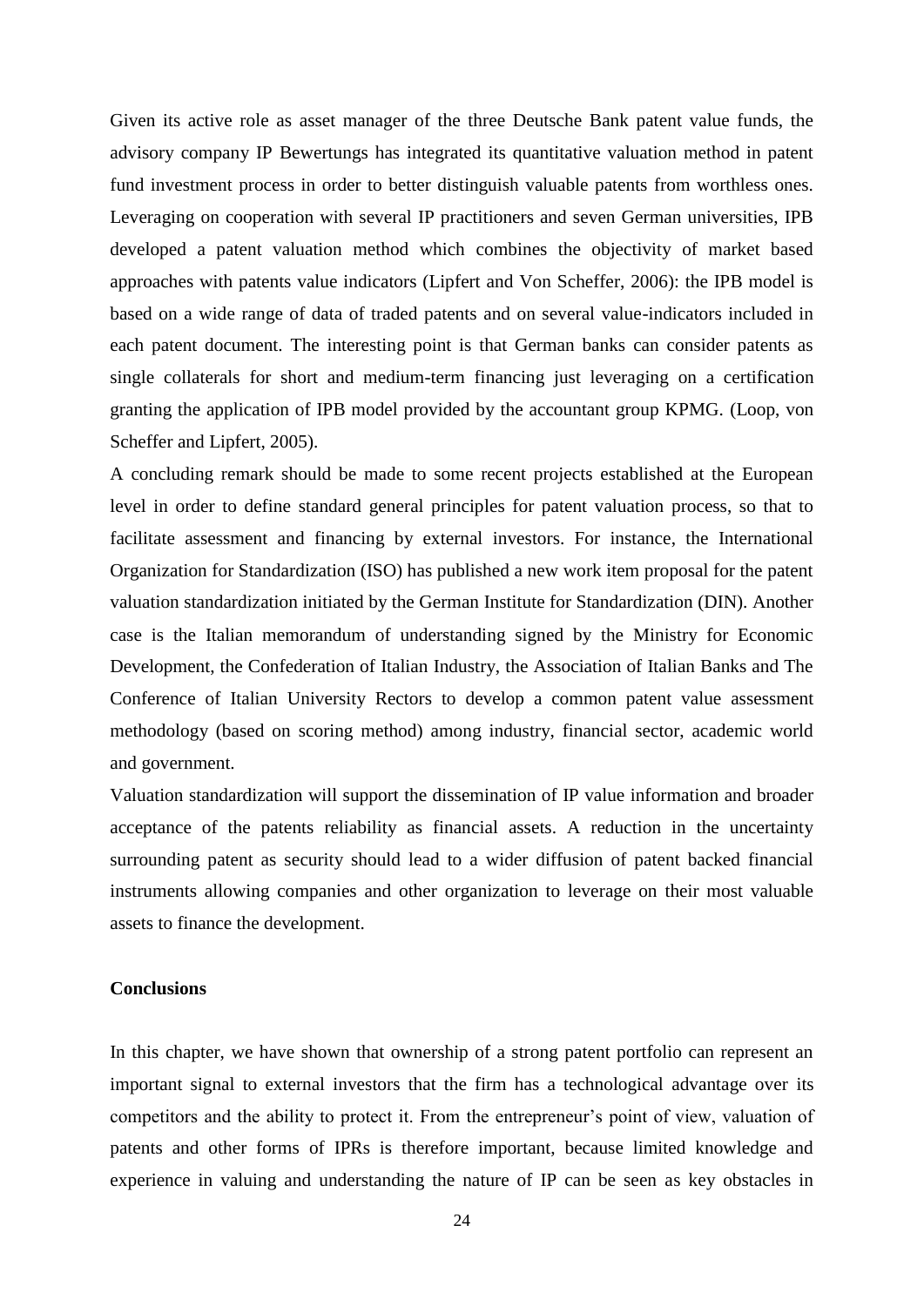Given its active role as asset manager of the three Deutsche Bank patent value funds, the advisory company IP Bewertungs has integrated its quantitative valuation method in patent fund investment process in order to better distinguish valuable patents from worthless ones. Leveraging on cooperation with several IP practitioners and seven German universities, IPB developed a patent valuation method which combines the objectivity of market based approaches with patents value indicators (Lipfert and Von Scheffer, 2006): the IPB model is based on a wide range of data of traded patents and on several value-indicators included in each patent document. The interesting point is that German banks can consider patents as single collaterals for short and medium-term financing just leveraging on a certification granting the application of IPB model provided by the accountant group KPMG. (Loop, von Scheffer and Lipfert, 2005).

A concluding remark should be made to some recent projects established at the European level in order to define standard general principles for patent valuation process, so that to facilitate assessment and financing by external investors. For instance, the International Organization for Standardization (ISO) has published a new work item proposal for the patent valuation standardization initiated by the German Institute for Standardization (DIN). Another case is the Italian memorandum of understanding signed by the Ministry for Economic Development, the Confederation of Italian Industry, the Association of Italian Banks and The Conference of Italian University Rectors to develop a common patent value assessment methodology (based on scoring method) among industry, financial sector, academic world and government.

Valuation standardization will support the dissemination of IP value information and broader acceptance of the patents reliability as financial assets. A reduction in the uncertainty surrounding patent as security should lead to a wider diffusion of patent backed financial instruments allowing companies and other organization to leverage on their most valuable assets to finance the development.

## Conclusions

In this chapter, we have shown that ownership of a strong patent portfolio can represent an important signal to external investors that the firm has a technological advantage over its competitors and the ability to protect it. From the entrepreneur's point of view, valuation of patents and other forms of IPRs is therefore important, because limited knowledge and experience in valuing and understanding the nature of IP can be seen as key obstacles in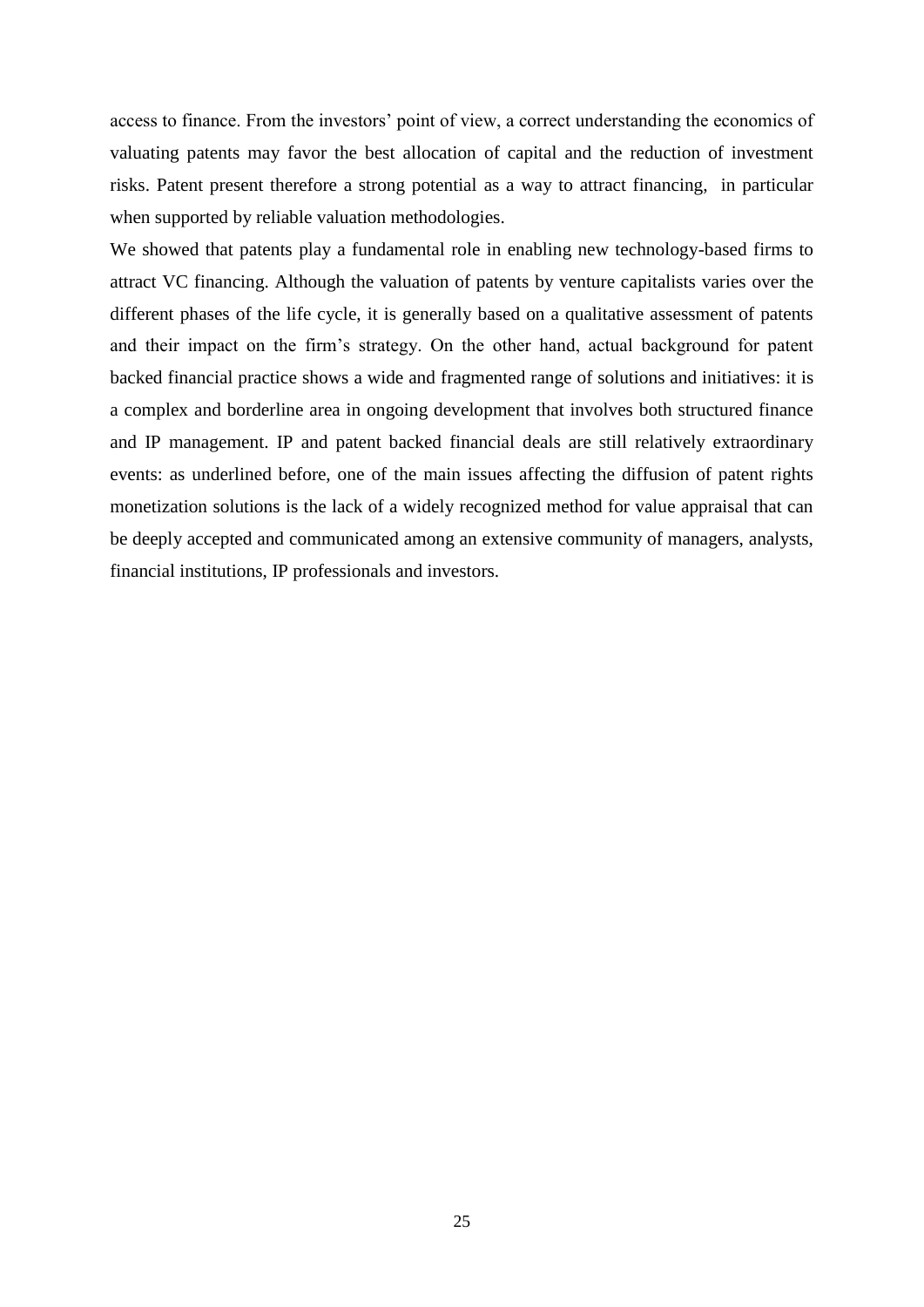access to finance. From the investors' point of view, a correct understanding the economics of valuating patents may favor the best allocation of capital and the reduction of investment risks. Patent present therefore a strong potential as a way to attract financing,  in particular when supported by reliable valuation methodologies.

We showed that patents play a fundamental role in enabling new technology-based firms to attract VC financing. Although the valuation of patents by venture capitalists varies over the different phases of the life cycle, it is generally based on a qualitative assessment of patents and their impact on the firm's strategy. On the other hand, actual background for patent backed financial practice shows a wide and fragmented range of solutions and initiatives: it is a complex and borderline area in ongoing development that involves both structured finance and IP management. IP and patent backed financial deals are still relatively extraordinary events: as underlined before, one of the main issues affecting the diffusion of patent rights monetization solutions is the lack of a widely recognized method for value appraisal that can be deeply accepted and communicated among an extensive community of managers, analysts, financial institutions, IP professionals and investors.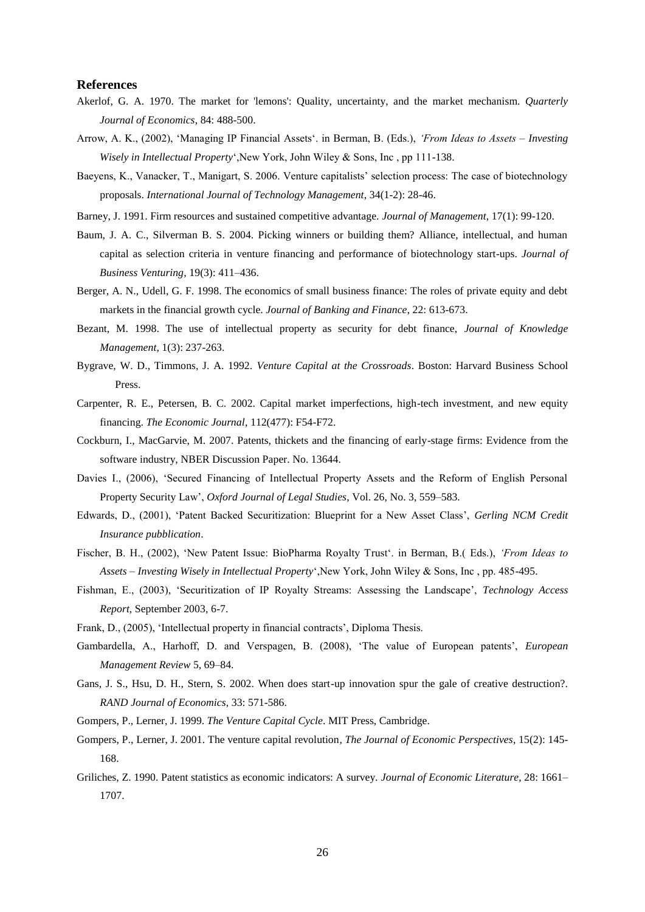## References

Akerlof, G. A. 1970. The market for 'lemons': Quality, uncertainty, and the market mechanism. *Quarterly Journal of Economics*, 84: 488-500.

Arrow, A. K., (2002), 'Managing IP Financial Assets'. in Berman, B. (Eds.), *'From Ideas to Assets – Investing Wisely in Intellectual Property*',New York, John Wiley & Sons, Inc , pp 111-138.

Baeyens, K., Vanacker, T., Manigart, S. 2006. Venture capitalists' selection process: The case of biotechnology proposals. *International Journal of Technology Management*, 34(1-2): 28-46.

Barney, J. 1991. Firm resources and sustained competitive advantage. *Journal of Management*, 17(1): 99-120.

Baum, J. A. C., Silverman B. S. 2004. Picking winners or building them? Alliance, intellectual, and human capital as selection criteria in venture financing and performance of biotechnology start-ups. *Journal of Business Venturing*, 19(3): 411–436.

Berger, A. N., Udell, G. F. 1998. The economics of small business finance: The roles of private equity and debt markets in the financial growth cycle. *Journal of Banking and Finance*, 22: 613-673.

Bezant, M. 1998. The use of intellectual property as security for debt finance, *Journal of Knowledge Management*, 1(3): 237-263.

Bygrave, W. D., Timmons, J. A. 1992. *Venture Capital at the Crossroads*. Boston: Harvard Business School Press.

Carpenter, R. E., Petersen, B. C. 2002. Capital market imperfections, high-tech investment, and new equity financing. *The Economic Journal*, 112(477): F54-F72.

Cockburn, I., MacGarvie, M. 2007. Patents, thickets and the financing of early-stage firms: Evidence from the software industry, NBER Discussion Paper. No. 13644.

Davies I., (2006), 'Secured Financing of Intellectual Property Assets and the Reform of English Personal Property Security Law', *Oxford Journal of Legal Studies*, Vol. 26, No. 3, 559–583.

Edwards, D., (2001), 'Patent Backed Securitization: Blueprint for a New Asset Class', *Gerling NCM Credit Insurance pubblication*.

Fischer, B. H., (2002), 'New Patent Issue: BioPharma Royalty Trust'. in Berman, B.( Eds.), *'From Ideas to Assets – Investing Wisely in Intellectual Property*',New York, John Wiley & Sons, Inc , pp. 485-495.

Fishman, E., (2003), 'Securitization of IP Royalty Streams: Assessing the Landscape', *Technology Access Report*, September 2003, 6-7.

Frank, D., (2005), 'Intellectual property in financial contracts', Diploma Thesis.

Gambardella, A., Harhoff, D. and Verspagen, B. (2008), 'The value of European patents', *European Management Review* 5, 69–84.

Gans, J. S., Hsu, D. H., Stern, S. 2002. When does start-up innovation spur the gale of creative destruction?. *RAND Journal of Economics*, 33: 571-586.

Gompers, P., Lerner, J. 1999. *The Venture Capital Cycle*. MIT Press, Cambridge.

Gompers, P., Lerner, J. 2001. The venture capital revolution*, The Journal of Economic Perspectives*, 15(2): 145-168.

Griliches, Z. 1990. Patent statistics as economic indicators: A survey. *Journal of Economic Literature*, 28: 1661–1707.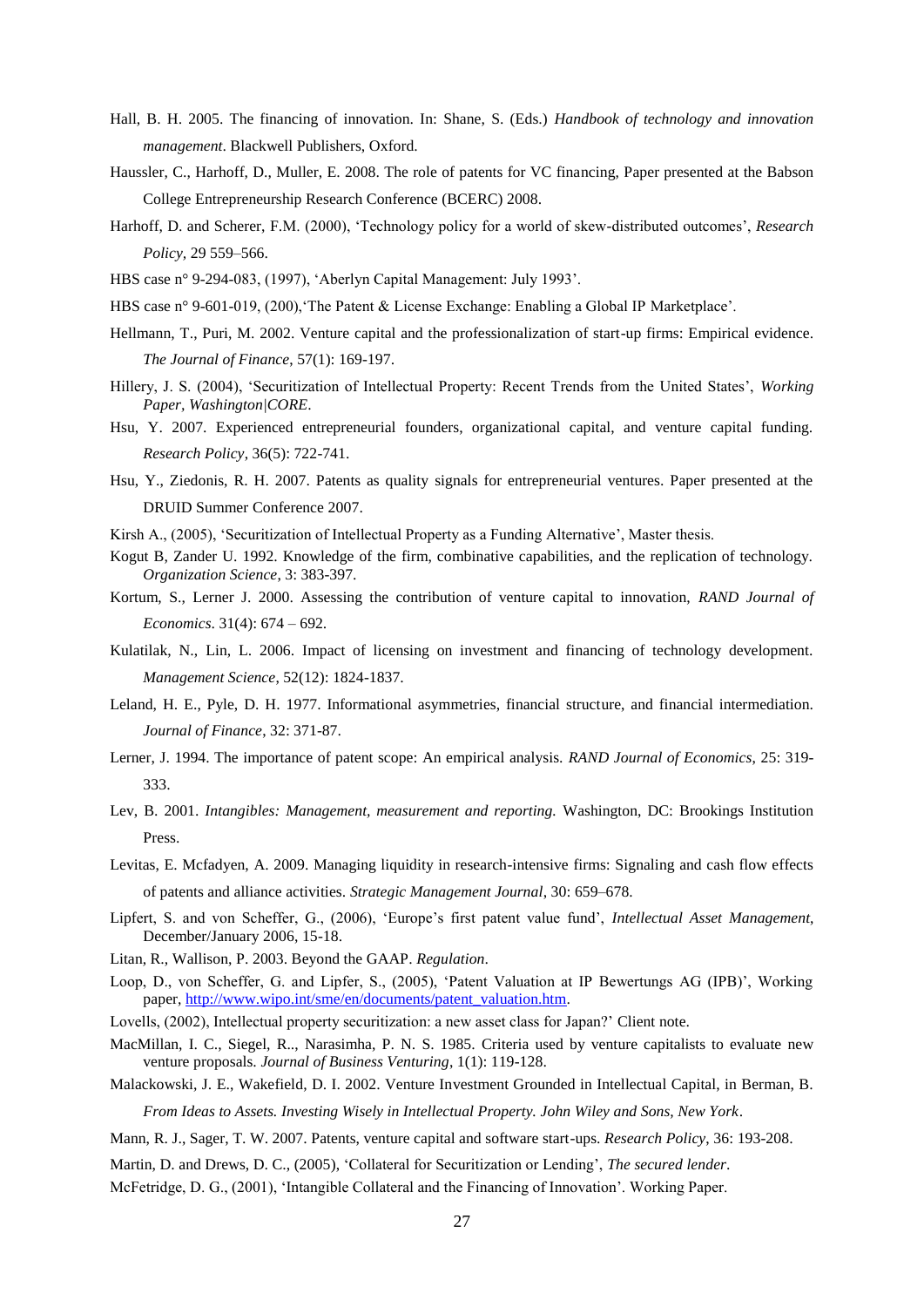Hall, B. H. 2005. The financing of innovation. In: Shane, S. (Eds.) *Handbook of technology and innovation management*. Blackwell Publishers, Oxford.

Haussler, C., Harhoff, D., Muller, E. 2008. The role of patents for VC financing, Paper presented at the Babson College Entrepreneurship Research Conference (BCERC) 2008.

Harhoff, D. and Scherer, F.M. (2000), 'Technology policy for a world of skew-distributed outcomes', *Research Policy*, 29 559–566.

HBS case n° 9-294-083, (1997), 'Aberlyn Capital Management: July 1993'.

HBS case n° 9-601-019, (200),'The Patent & License Exchange: Enabling a Global IP Marketplace'.

Hellmann, T., Puri, M. 2002. Venture capital and the professionalization of start-up firms: Empirical evidence. *The Journal of Finance*, 57(1): 169-197.

Hillery, J. S. (2004), 'Securitization of Intellectual Property: Recent Trends from the United States', *Working Paper, Washington|CORE*.

Hsu, Y. 2007. Experienced entrepreneurial founders, organizational capital, and venture capital funding. *Research Policy*, 36(5): 722-741.

Hsu, Y., Ziedonis, R. H. 2007. Patents as quality signals for entrepreneurial ventures. Paper presented at the DRUID Summer Conference 2007.

Kirsh A., (2005), 'Securitization of Intellectual Property as a Funding Alternative', Master thesis.

Kogut B, Zander U. 1992. Knowledge of the firm, combinative capabilities, and the replication of technology. *Organization Science*, 3: 383-397.

Kortum, S., Lerner J. 2000. Assessing the contribution of venture capital to innovation, *RAND Journal of Economics*. 31(4): 674 – 692.

Kulatilak, N., Lin, L. 2006. Impact of licensing on investment and financing of technology development. *Management Science*, 52(12): 1824-1837.

Leland, H. E., Pyle, D. H. 1977. Informational asymmetries, financial structure, and financial intermediation. *Journal of Finance*, 32: 371-87.

Lerner, J. 1994. The importance of patent scope: An empirical analysis. *RAND Journal of Economics*, 25: 319-333.

Lev, B. 2001. *Intangibles: Management, measurement and reporting.* Washington, DC: Brookings Institution Press.

Levitas, E. Mcfadyen, A. 2009. Managing liquidity in research-intensive firms: Signaling and cash flow effects of patents and alliance activities. *Strategic Management Journal*, 30: 659–678.

Lipfert, S. and von Scheffer, G., (2006), 'Europe's first patent value fund', *Intellectual Asset Management*, December/January 2006, 15-18.

Litan, R., Wallison, P. 2003. Beyond the GAAP. *Regulation*.

Loop, D., von Scheffer, G. and Lipfer, S., (2005), 'Patent Valuation at IP Bewertungs AG (IPB)', Working paper, http://www.wipo.int/sme/en/documents/patent_valuation.htm.

Lovells, (2002), Intellectual property securitization: a new asset class for Japan?' Client note.

MacMillan, I. C., Siegel, R.., Narasimha, P. N. S. 1985. Criteria used by venture capitalists to evaluate new venture proposals. *Journal of Business Venturing*, 1(1): 119-128.

Malackowski, J. E., Wakefield, D. I. 2002. Venture Investment Grounded in Intellectual Capital, in Berman, B. *From Ideas to Assets. Investing Wisely in Intellectual Property. John Wiley and Sons, New York*.

Mann, R. J., Sager, T. W. 2007. Patents, venture capital and software start-ups. *Research Policy*, 36: 193-208.

Martin, D. and Drews, D. C., (2005), 'Collateral for Securitization or Lending', *The secured lender*.

McFetridge, D. G., (2001), 'Intangible Collateral and the Financing of Innovation'. Working Paper.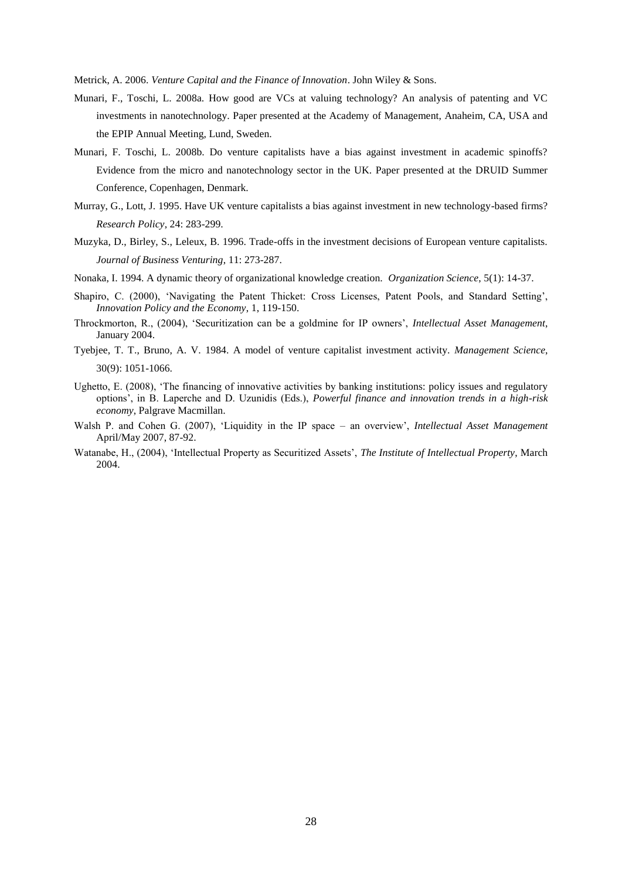Metrick, A. 2006. *Venture Capital and the Finance of Innovation*. John Wiley & Sons.

Munari, F., Toschi, L. 2008a. How good are VCs at valuing technology? An analysis of patenting and VC investments in nanotechnology. Paper presented at the Academy of Management, Anaheim, CA, USA and the EPIP Annual Meeting, Lund, Sweden.

Munari, F. Toschi, L. 2008b. Do venture capitalists have a bias against investment in academic spinoffs? Evidence from the micro and nanotechnology sector in the UK. Paper presented at the DRUID Summer Conference, Copenhagen, Denmark.

Murray, G., Lott, J. 1995. Have UK venture capitalists a bias against investment in new technology-based firms? *Research Policy*, 24: 283-299.

Muzyka, D., Birley, S., Leleux, B. 1996. Trade-offs in the investment decisions of European venture capitalists. *Journal of Business Venturing*, 11: 273-287.

Nonaka, I. 1994. A dynamic theory of organizational knowledge creation. *Organization Science*, 5(1): 14-37.

Shapiro, C. (2000), 'Navigating the Patent Thicket: Cross Licenses, Patent Pools, and Standard Setting', *Innovation Policy and the Economy*, 1, 119-150.

Throckmorton, R., (2004), 'Securitization can be a goldmine for IP owners', *Intellectual Asset Management*, January 2004.

Tyebjee, T. T., Bruno, A. V. 1984. A model of venture capitalist investment activity. *Management Science*, 30(9): 1051-1066.

Ughetto, E. (2008), 'The financing of innovative activities by banking institutions: policy issues and regulatory options', in B. Laperche and D. Uzunidis (Eds.), *Powerful finance and innovation trends in a high-risk economy*, Palgrave Macmillan.

Walsh P. and Cohen G. (2007), 'Liquidity in the IP space – an overview', *Intellectual Asset Management* April/May 2007, 87-92.

Watanabe, H., (2004), 'Intellectual Property as Securitized Assets', *The Institute of Intellectual Property*, March 2004.